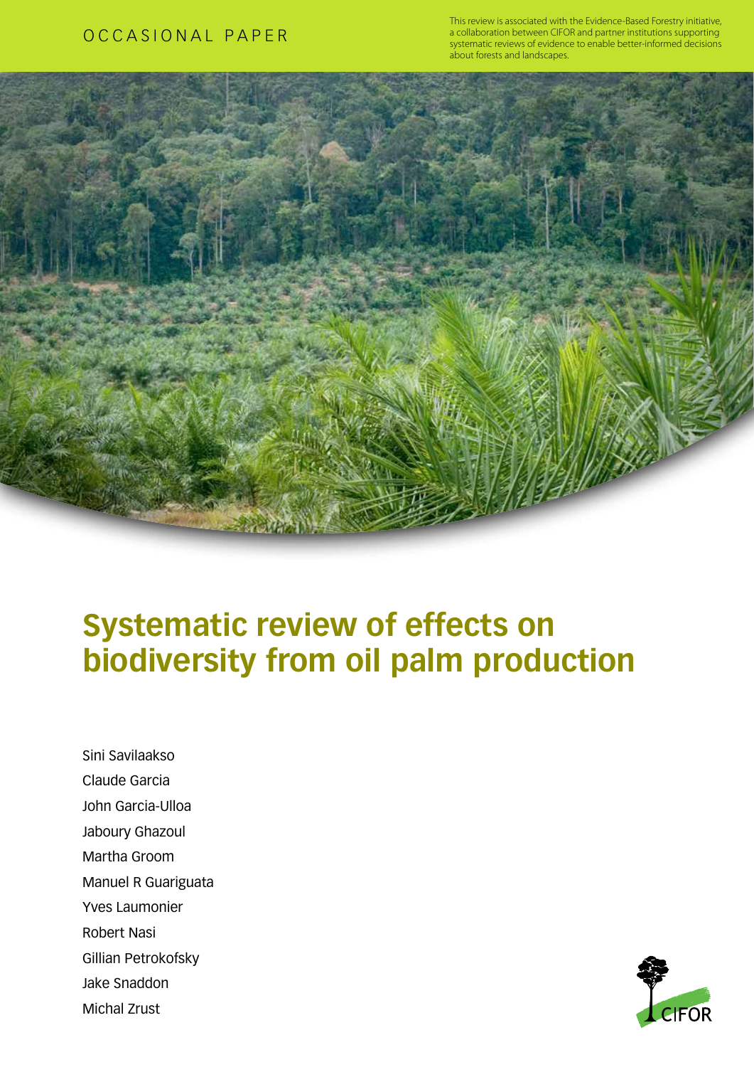OCCASIONAL PAPER

This review is associated with the Evidence-Based Forestry initiative, a collaboration between CIFOR and partner institutions supporting systematic reviews of evidence to enable better-informed decisions about forests and landscapes.

# Systematic review of effects on biodiversity from oil palm production

Sini Savilaakso
Claude Garcia
John Garcia-Ulloa
Jaboury Ghazoul
Martha Groom
Manuel R Guariguata
Yves Laumonier
Robert Nasi
Gillian Petrokofsky
Jake Snaddon
Michal Zrust

CIFOR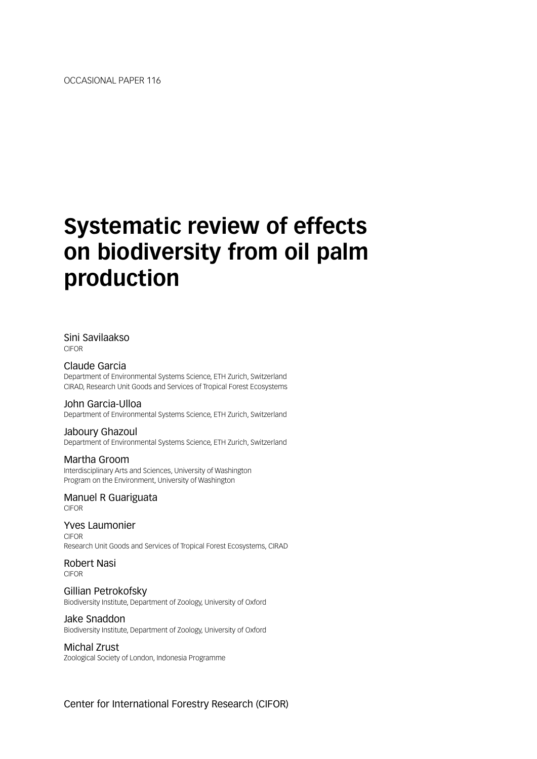OCCASIONAL PAPER 116

# Systematic review of effects on biodiversity from oil palm production

Sini Savilaakso
CIFOR

Claude Garcia
Department of Environmental Systems Science, ETH Zurich, Switzerland
CIRAD, Research Unit Goods and Services of Tropical Forest Ecosystems

John Garcia-Ulloa
Department of Environmental Systems Science, ETH Zurich, Switzerland

Jaboury Ghazoul
Department of Environmental Systems Science, ETH Zurich, Switzerland

Martha Groom
Interdisciplinary Arts and Sciences, University of Washington
Program on the Environment, University of Washington

Manuel R Guariguata
CIFOR

Yves Laumonier
CIFOR
Research Unit Goods and Services of Tropical Forest Ecosystems, CIRAD

Robert Nasi
CIFOR

Gillian Petrokofsky
Biodiversity Institute, Department of Zoology, University of Oxford

Jake Snaddon
Biodiversity Institute, Department of Zoology, University of Oxford

Michal Zrust
Zoological Society of London, Indonesia Programme

Center for International Forestry Research (CIFOR)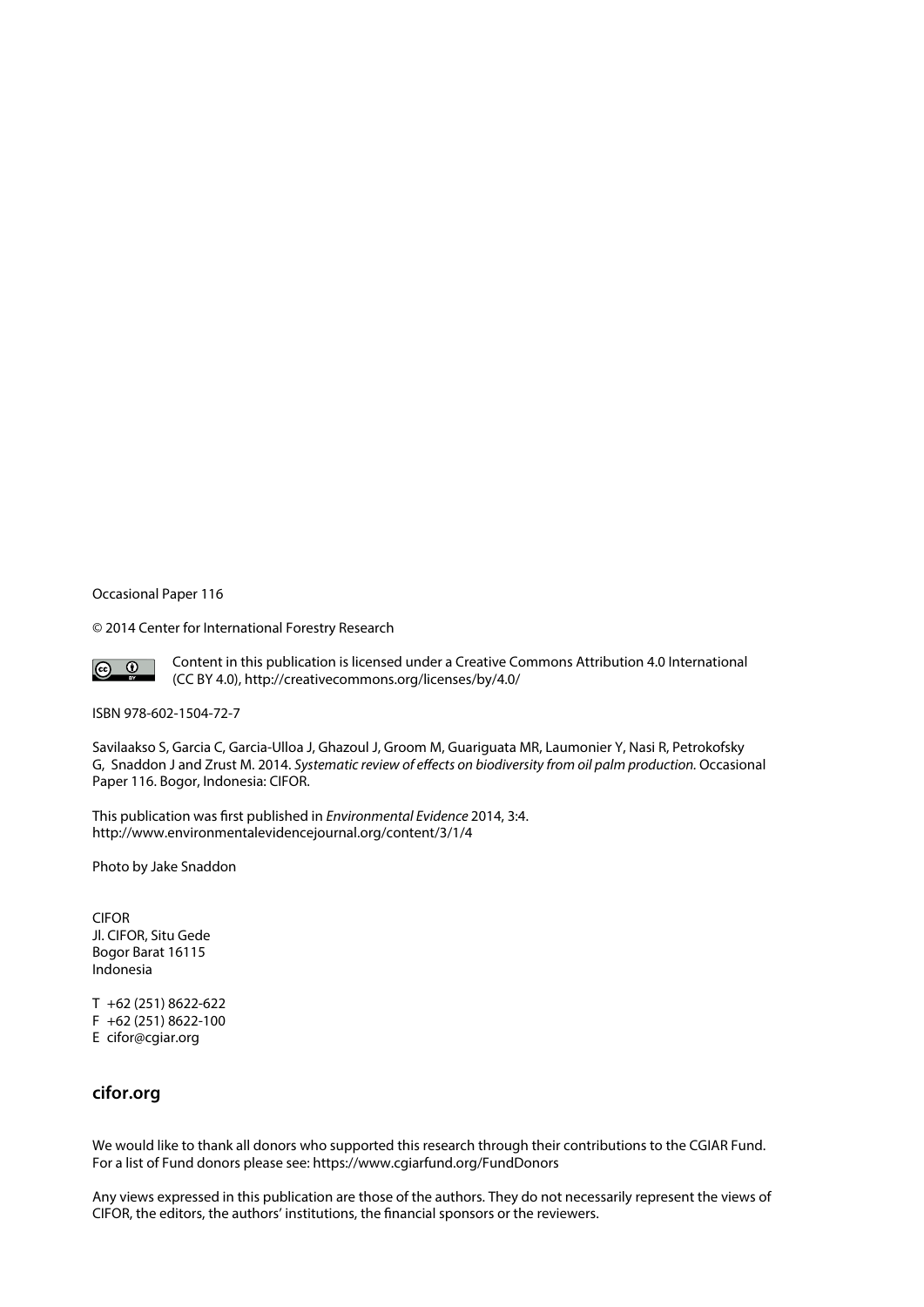Occasional Paper 116

© 2014 Center for International Forestry Research

Content in this publication is licensed under a Creative Commons Attribution 4.0 International (CC BY 4.0), http://creativecommons.org/licenses/by/4.0/

ISBN 978-602-1504-72-7

Savilaakso S, Garcia C, Garcia-Ulloa J, Ghazoul J, Groom M, Guariguata MR, Laumonier Y, Nasi R, Petrokofsky G, Snaddon J and Zrust M. 2014. *Systematic review of effects on biodiversity from oil palm production.* Occasional Paper 116. Bogor, Indonesia: CIFOR.

This publication was first published in *Environmental Evidence* 2014, 3:4.
http://www.environmentalevidencejournal.org/content/3/1/4

Photo by Jake Snaddon

CIFOR
Jl. CIFOR, Situ Gede
Bogor Barat 16115
Indonesia

T +62 (251) 8622-622
F +62 (251) 8622-100
E cifor@cgiar.org

**cifor.org**

We would like to thank all donors who supported this research through their contributions to the CGIAR Fund. For a list of Fund donors please see: https://www.cgiarfund.org/FundDonors

Any views expressed in this publication are those of the authors. They do not necessarily represent the views of CIFOR, the editors, the authors' institutions, the financial sponsors or the reviewers.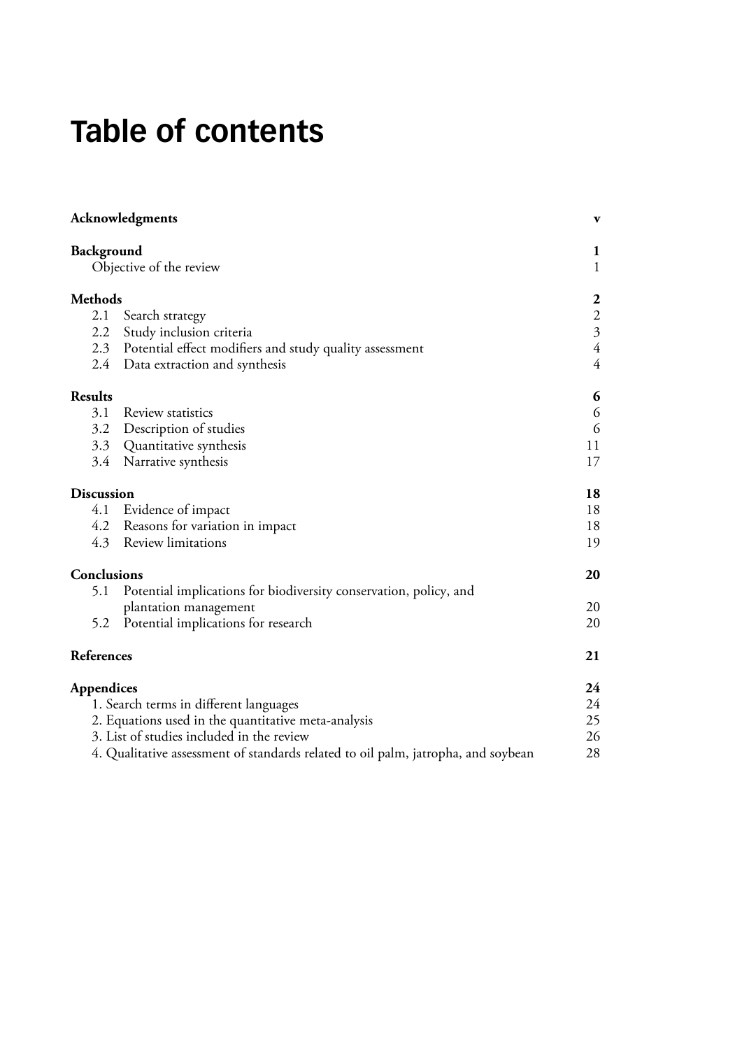# Table of contents

| | |
|---|---|
| **Acknowledgments** | **v** |
| **Background** | **1** |
| Objective of the review | 1 |
| **Methods** | **2** |
| 2.1 Search strategy | 2 |
| 2.2 Study inclusion criteria | 3 |
| 2.3 Potential effect modifiers and study quality assessment | 4 |
| 2.4 Data extraction and synthesis | 4 |
| **Results** | **6** |
| 3.1 Review statistics | 6 |
| 3.2 Description of studies | 6 |
| 3.3 Quantitative synthesis | 11 |
| 3.4 Narrative synthesis | 17 |
| **Discussion** | **18** |
| 4.1 Evidence of impact | 18 |
| 4.2 Reasons for variation in impact | 18 |
| 4.3 Review limitations | 19 |
| **Conclusions** | **20** |
| 5.1 Potential implications for biodiversity conservation, policy, and plantation management | 20 |
| 5.2 Potential implications for research | 20 |
| **References** | **21** |
| **Appendices** | **24** |
| 1. Search terms in different languages | 24 |
| 2. Equations used in the quantitative meta-analysis | 25 |
| 3. List of studies included in the review | 26 |
| 4. Qualitative assessment of standards related to oil palm, jatropha, and soybean | 28 |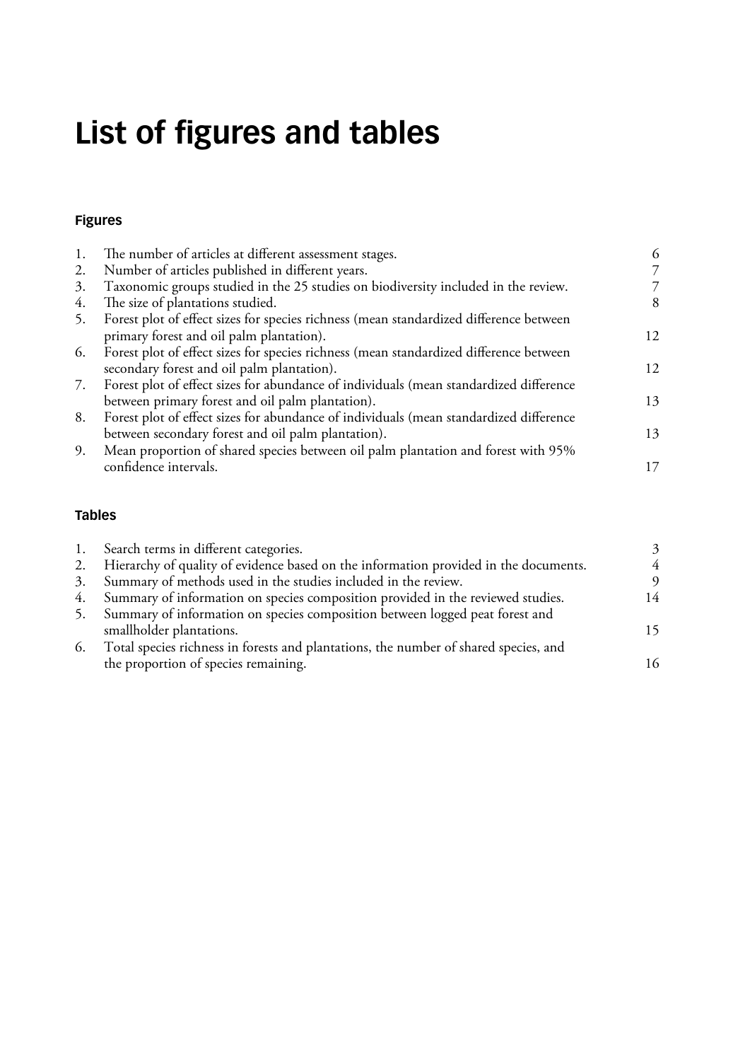# List of figures and tables

### Figures

1. The number of articles at different assessment stages. 6
2. Number of articles published in different years. 7
3. Taxonomic groups studied in the 25 studies on biodiversity included in the review. 7
4. The size of plantations studied. 8
5. Forest plot of effect sizes for species richness (mean standardized difference between primary forest and oil palm plantation). 12
6. Forest plot of effect sizes for species richness (mean standardized difference between secondary forest and oil palm plantation). 12
7. Forest plot of effect sizes for abundance of individuals (mean standardized difference between primary forest and oil palm plantation). 13
8. Forest plot of effect sizes for abundance of individuals (mean standardized difference between secondary forest and oil palm plantation). 13
9. Mean proportion of shared species between oil palm plantation and forest with 95% confidence intervals. 17

### Tables

1. Search terms in different categories. 3
2. Hierarchy of quality of evidence based on the information provided in the documents. 4
3. Summary of methods used in the studies included in the review. 9
4. Summary of information on species composition provided in the reviewed studies. 14
5. Summary of information on species composition between logged peat forest and smallholder plantations. 15
6. Total species richness in forests and plantations, the number of shared species, and the proportion of species remaining. 16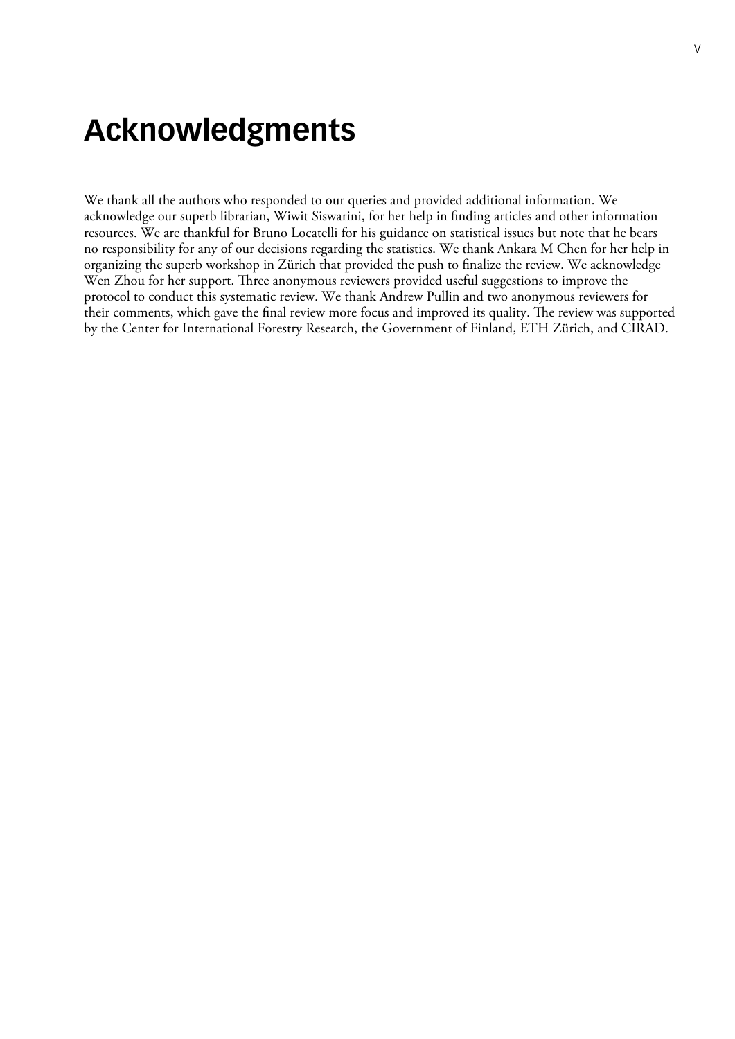# Acknowledgments

We thank all the authors who responded to our queries and provided additional information. We acknowledge our superb librarian, Wiwit Siswarini, for her help in finding articles and other information resources. We are thankful for Bruno Locatelli for his guidance on statistical issues but note that he bears no responsibility for any of our decisions regarding the statistics. We thank Ankara M Chen for her help in organizing the superb workshop in Zürich that provided the push to finalize the review. We acknowledge Wen Zhou for her support. Three anonymous reviewers provided useful suggestions to improve the protocol to conduct this systematic review. We thank Andrew Pullin and two anonymous reviewers for their comments, which gave the final review more focus and improved its quality. The review was supported by the Center for International Forestry Research, the Government of Finland, ETH Zürich, and CIRAD.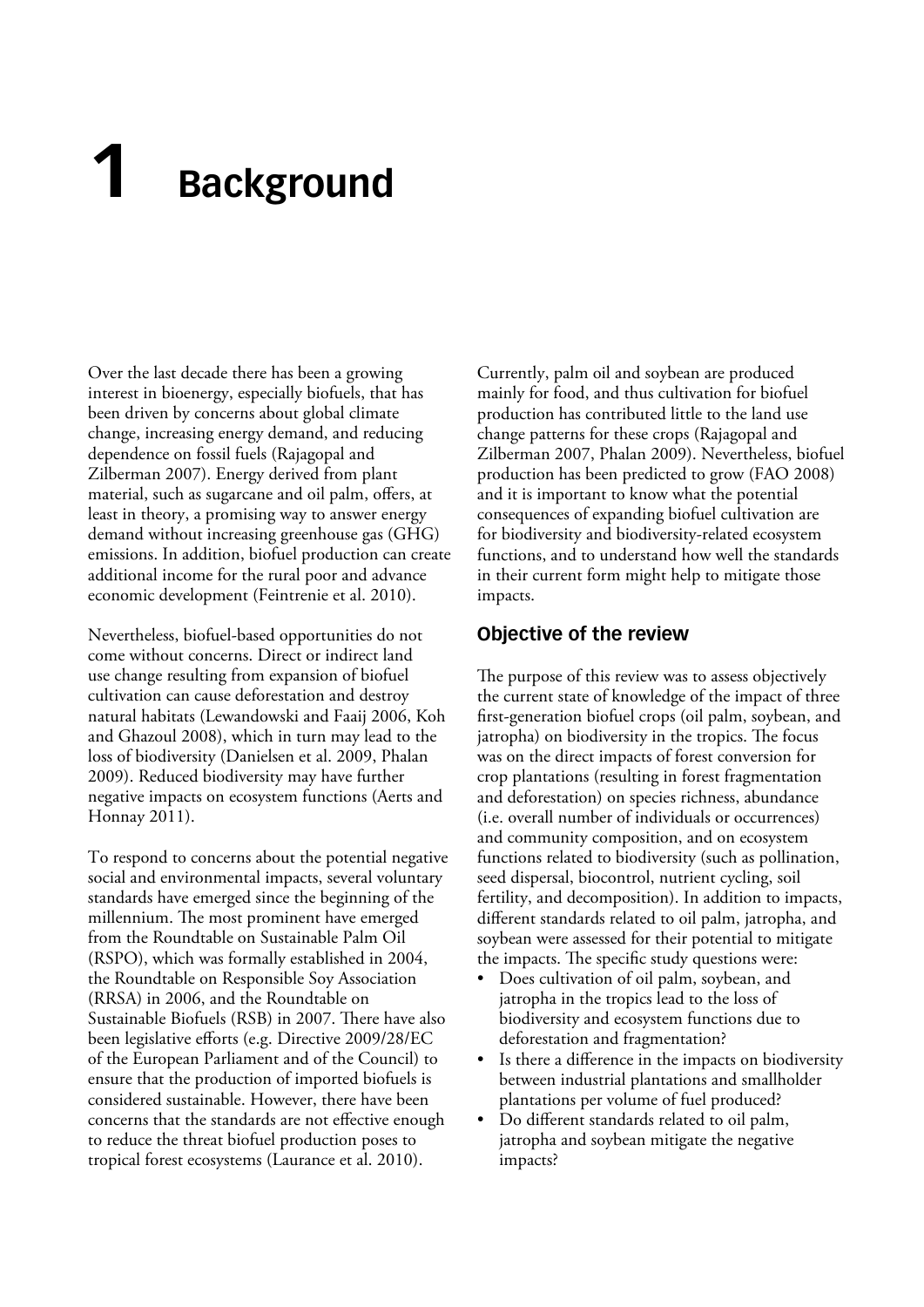# 1 Background

Over the last decade there has been a growing interest in bioenergy, especially biofuels, that has been driven by concerns about global climate change, increasing energy demand, and reducing dependence on fossil fuels (Rajagopal and Zilberman 2007). Energy derived from plant material, such as sugarcane and oil palm, offers, at least in theory, a promising way to answer energy demand without increasing greenhouse gas (GHG) emissions. In addition, biofuel production can create additional income for the rural poor and advance economic development (Feintrenie et al. 2010).

Nevertheless, biofuel-based opportunities do not come without concerns. Direct or indirect land use change resulting from expansion of biofuel cultivation can cause deforestation and destroy natural habitats (Lewandowski and Faaij 2006, Koh and Ghazoul 2008), which in turn may lead to the loss of biodiversity (Danielsen et al. 2009, Phalan 2009). Reduced biodiversity may have further negative impacts on ecosystem functions (Aerts and Honnay 2011).

To respond to concerns about the potential negative social and environmental impacts, several voluntary standards have emerged since the beginning of the millennium. The most prominent have emerged from the Roundtable on Sustainable Palm Oil (RSPO), which was formally established in 2004, the Roundtable on Responsible Soy Association (RRSA) in 2006, and the Roundtable on Sustainable Biofuels (RSB) in 2007. There have also been legislative efforts (e.g. Directive 2009/28/EC of the European Parliament and of the Council) to ensure that the production of imported biofuels is considered sustainable. However, there have been concerns that the standards are not effective enough to reduce the threat biofuel production poses to tropical forest ecosystems (Laurance et al. 2010).

Currently, palm oil and soybean are produced mainly for food, and thus cultivation for biofuel production has contributed little to the land use change patterns for these crops (Rajagopal and Zilberman 2007, Phalan 2009). Nevertheless, biofuel production has been predicted to grow (FAO 2008) and it is important to know what the potential consequences of expanding biofuel cultivation are for biodiversity and biodiversity-related ecosystem functions, and to understand how well the standards in their current form might help to mitigate those impacts.

## Objective of the review

The purpose of this review was to assess objectively the current state of knowledge of the impact of three first-generation biofuel crops (oil palm, soybean, and jatropha) on biodiversity in the tropics. The focus was on the direct impacts of forest conversion for crop plantations (resulting in forest fragmentation and deforestation) on species richness, abundance (i.e. overall number of individuals or occurrences) and community composition, and on ecosystem functions related to biodiversity (such as pollination, seed dispersal, biocontrol, nutrient cycling, soil fertility, and decomposition). In addition to impacts, different standards related to oil palm, jatropha, and soybean were assessed for their potential to mitigate the impacts. The specific study questions were:

- Does cultivation of oil palm, soybean, and jatropha in the tropics lead to the loss of biodiversity and ecosystem functions due to deforestation and fragmentation?
- Is there a difference in the impacts on biodiversity between industrial plantations and smallholder plantations per volume of fuel produced?
- Do different standards related to oil palm, jatropha and soybean mitigate the negative impacts?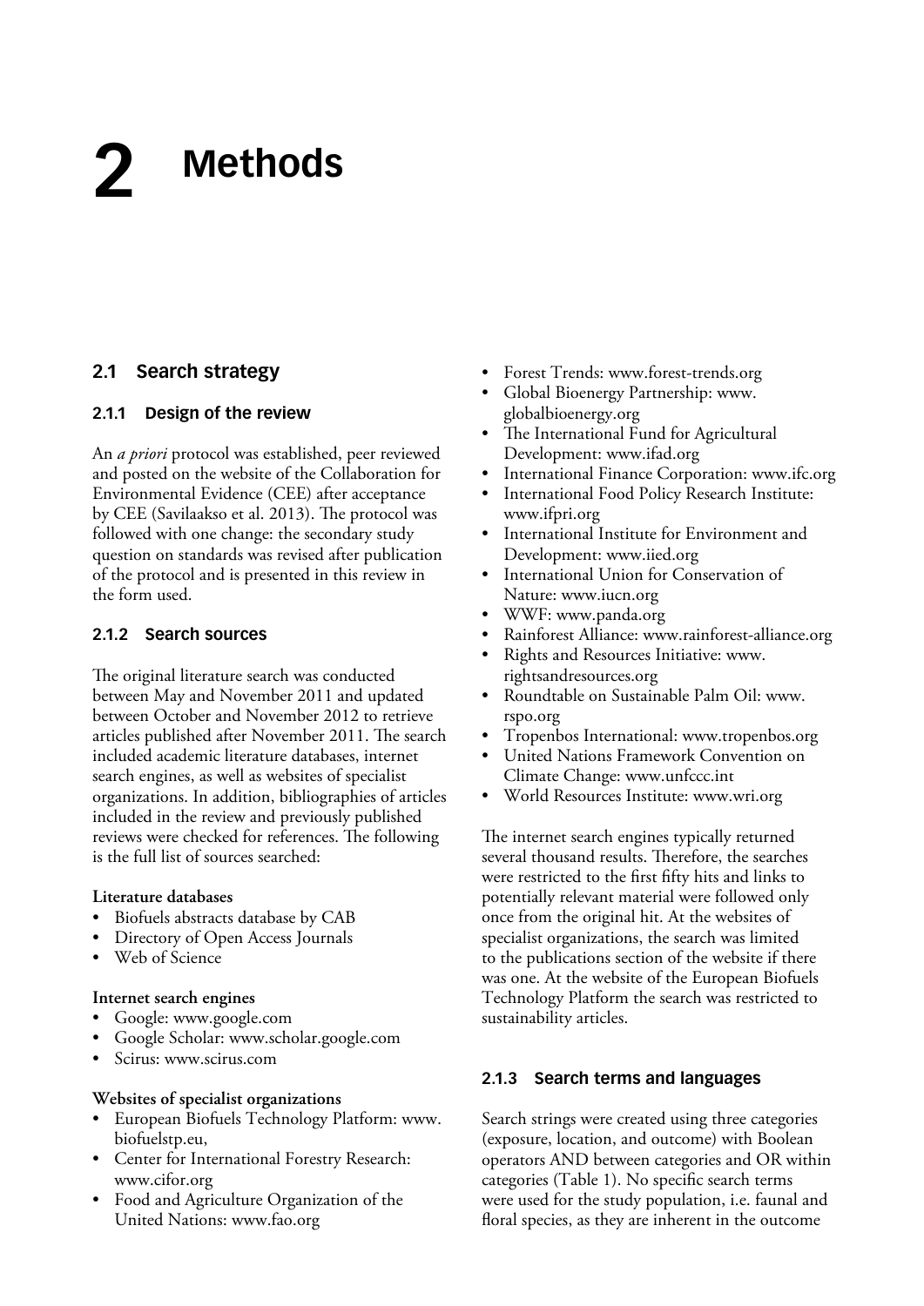# 2 Methods

## 2.1 Search strategy

### 2.1.1 Design of the review

An *a priori* protocol was established, peer reviewed and posted on the website of the Collaboration for Environmental Evidence (CEE) after acceptance by CEE (Savilaakso et al. 2013). The protocol was followed with one change: the secondary study question on standards was revised after publication of the protocol and is presented in this review in the form used.

### 2.1.2 Search sources

The original literature search was conducted between May and November 2011 and updated between October and November 2012 to retrieve articles published after November 2011. The search included academic literature databases, internet search engines, as well as websites of specialist organizations. In addition, bibliographies of articles included in the review and previously published reviews were checked for references. The following is the full list of sources searched:

**Literature databases**

- Biofuels abstracts database by CAB
- Directory of Open Access Journals
- Web of Science

**Internet search engines**

- Google: www.google.com
- Google Scholar: www.scholar.google.com
- Scirus: www.scirus.com

**Websites of specialist organizations**

- European Biofuels Technology Platform: www.biofuelstp.eu,
- Center for International Forestry Research: www.cifor.org
- Food and Agriculture Organization of the United Nations: www.fao.org
- Forest Trends: www.forest-trends.org
- Global Bioenergy Partnership: www.globalbioenergy.org
- The International Fund for Agricultural Development: www.ifad.org
- International Finance Corporation: www.ifc.org
- International Food Policy Research Institute: www.ifpri.org
- International Institute for Environment and Development: www.iied.org
- International Union for Conservation of Nature: www.iucn.org
- WWF: www.panda.org
- Rainforest Alliance: www.rainforest-alliance.org
- Rights and Resources Initiative: www.rightsandresources.org
- Roundtable on Sustainable Palm Oil: www.rspo.org
- Tropenbos International: www.tropenbos.org
- United Nations Framework Convention on Climate Change: www.unfccc.int
- World Resources Institute: www.wri.org

The internet search engines typically returned several thousand results. Therefore, the searches were restricted to the first fifty hits and links to potentially relevant material were followed only once from the original hit. At the websites of specialist organizations, the search was limited to the publications section of the website if there was one. At the website of the European Biofuels Technology Platform the search was restricted to sustainability articles.

### 2.1.3 Search terms and languages

Search strings were created using three categories (exposure, location, and outcome) with Boolean operators AND between categories and OR within categories (Table 1). No specific search terms were used for the study population, i.e. faunal and floral species, as they are inherent in the outcome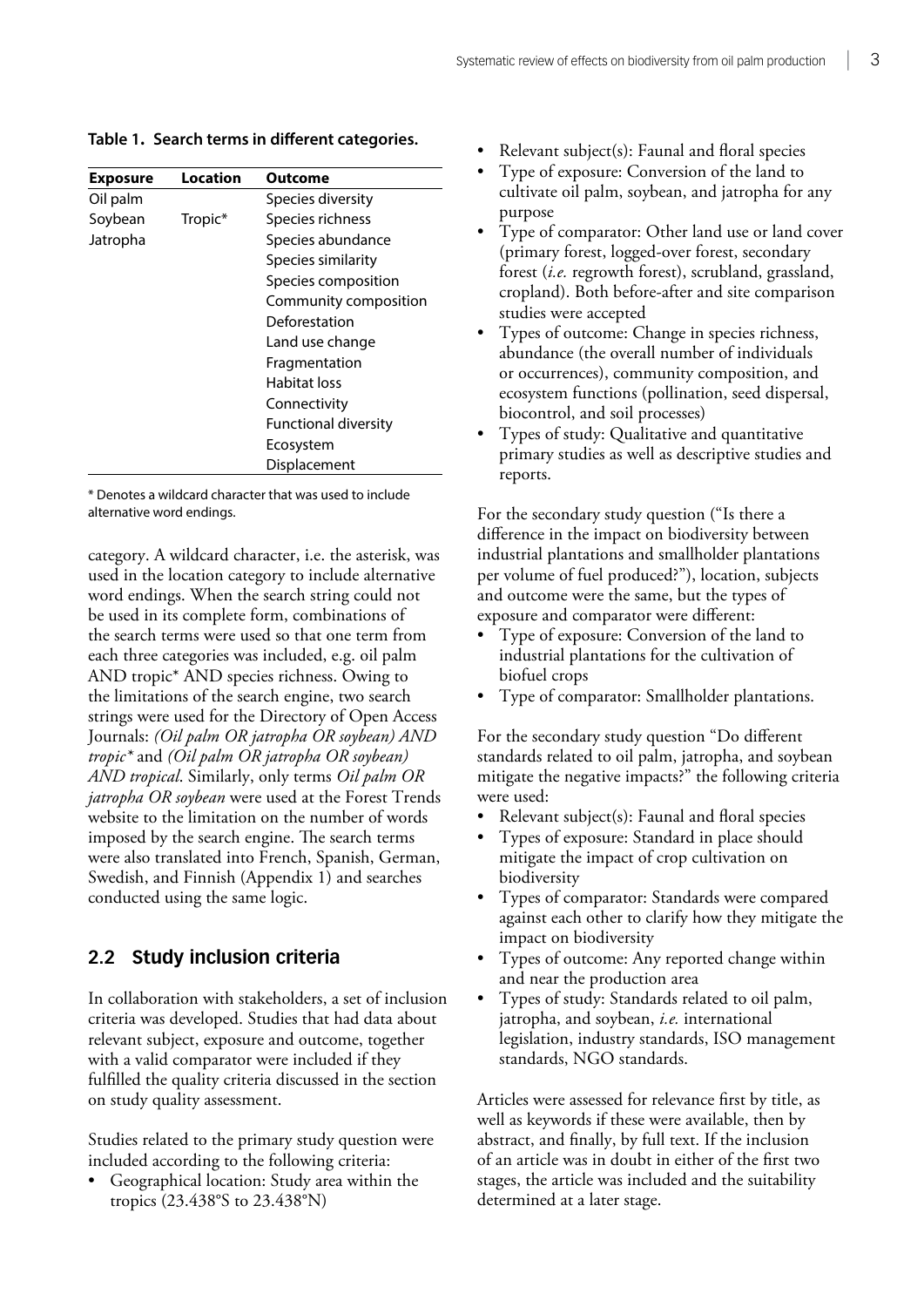**Table 1. Search terms in different categories.**

| Exposure | Location | Outcome |
|---|---|---|
| Oil palm | | Species diversity |
| Soybean | Tropic* | Species richness |
| Jatropha | | Species abundance |
| | | Species similarity |
| | | Species composition |
| | | Community composition |
| | | Deforestation |
| | | Land use change |
| | | Fragmentation |
| | | Habitat loss |
| | | Connectivity |
| | | Functional diversity |
| | | Ecosystem |
| | | Displacement |

\* Denotes a wildcard character that was used to include alternative word endings.

category. A wildcard character, i.e. the asterisk, was used in the location category to include alternative word endings. When the search string could not be used in its complete form, combinations of the search terms were used so that one term from each three categories was included, e.g. oil palm AND tropic* AND species richness. Owing to the limitations of the search engine, two search strings were used for the Directory of Open Access Journals: *(Oil palm OR jatropha OR soybean) AND tropic** and *(Oil palm OR jatropha OR soybean) AND tropical*. Similarly, only terms *Oil palm OR jatropha OR soybean* were used at the Forest Trends website to the limitation on the number of words imposed by the search engine. The search terms were also translated into French, Spanish, German, Swedish, and Finnish (Appendix 1) and searches conducted using the same logic.

## 2.2 Study inclusion criteria

In collaboration with stakeholders, a set of inclusion criteria was developed. Studies that had data about relevant subject, exposure and outcome, together with a valid comparator were included if they fulfilled the quality criteria discussed in the section on study quality assessment.

Studies related to the primary study question were included according to the following criteria:

- Geographical location: Study area within the tropics (23.438°S to 23.438°N)
- Relevant subject(s): Faunal and floral species
- Type of exposure: Conversion of the land to cultivate oil palm, soybean, and jatropha for any purpose
- Type of comparator: Other land use or land cover (primary forest, logged-over forest, secondary forest (*i.e.* regrowth forest), scrubland, grassland, cropland). Both before-after and site comparison studies were accepted
- Types of outcome: Change in species richness, abundance (the overall number of individuals or occurrences), community composition, and ecosystem functions (pollination, seed dispersal, biocontrol, and soil processes)
- Types of study: Qualitative and quantitative primary studies as well as descriptive studies and reports.

For the secondary study question ("Is there a difference in the impact on biodiversity between industrial plantations and smallholder plantations per volume of fuel produced?"), location, subjects and outcome were the same, but the types of exposure and comparator were different:

- Type of exposure: Conversion of the land to industrial plantations for the cultivation of biofuel crops
- Type of comparator: Smallholder plantations.

For the secondary study question "Do different standards related to oil palm, jatropha, and soybean mitigate the negative impacts?" the following criteria were used:

- Relevant subject(s): Faunal and floral species
- Types of exposure: Standard in place should mitigate the impact of crop cultivation on biodiversity
- Types of comparator: Standards were compared against each other to clarify how they mitigate the impact on biodiversity
- Types of outcome: Any reported change within and near the production area
- Types of study: Standards related to oil palm, jatropha, and soybean, *i.e.* international legislation, industry standards, ISO management standards, NGO standards.

Articles were assessed for relevance first by title, as well as keywords if these were available, then by abstract, and finally, by full text. If the inclusion of an article was in doubt in either of the first two stages, the article was included and the suitability determined at a later stage.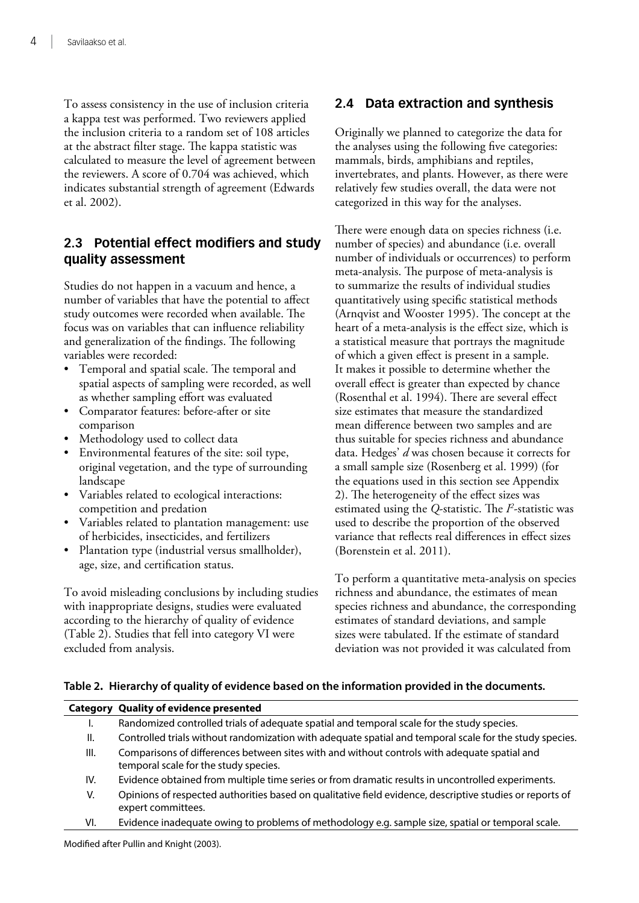To assess consistency in the use of inclusion criteria a kappa test was performed. Two reviewers applied the inclusion criteria to a random set of 108 articles at the abstract filter stage. The kappa statistic was calculated to measure the level of agreement between the reviewers. A score of 0.704 was achieved, which indicates substantial strength of agreement (Edwards et al. 2002).

## 2.3 Potential effect modifiers and study quality assessment

Studies do not happen in a vacuum and hence, a number of variables that have the potential to affect study outcomes were recorded when available. The focus was on variables that can influence reliability and generalization of the findings. The following variables were recorded:

- Temporal and spatial scale. The temporal and spatial aspects of sampling were recorded, as well as whether sampling effort was evaluated
- Comparator features: before-after or site comparison
- Methodology used to collect data
- Environmental features of the site: soil type, original vegetation, and the type of surrounding landscape
- Variables related to ecological interactions: competition and predation
- Variables related to plantation management: use of herbicides, insecticides, and fertilizers
- Plantation type (industrial versus smallholder), age, size, and certification status.

To avoid misleading conclusions by including studies with inappropriate designs, studies were evaluated according to the hierarchy of quality of evidence (Table 2). Studies that fell into category VI were excluded from analysis.

## 2.4 Data extraction and synthesis

Originally we planned to categorize the data for the analyses using the following five categories: mammals, birds, amphibians and reptiles, invertebrates, and plants. However, as there were relatively few studies overall, the data were not categorized in this way for the analyses.

There were enough data on species richness (i.e. number of species) and abundance (i.e. overall number of individuals or occurrences) to perform meta-analysis. The purpose of meta-analysis is to summarize the results of individual studies quantitatively using specific statistical methods (Arnqvist and Wooster 1995). The concept at the heart of a meta-analysis is the effect size, which is a statistical measure that portrays the magnitude of which a given effect is present in a sample. It makes it possible to determine whether the overall effect is greater than expected by chance (Rosenthal et al. 1994). There are several effect size estimates that measure the standardized mean difference between two samples and are thus suitable for species richness and abundance data. Hedges' *d* was chosen because it corrects for a small sample size (Rosenberg et al. 1999) (for the equations used in this section see Appendix 2). The heterogeneity of the effect sizes was estimated using the $Q$-statistic. The $I^2$-statistic was used to describe the proportion of the observed variance that reflects real differences in effect sizes (Borenstein et al. 2011).

To perform a quantitative meta-analysis on species richness and abundance, the estimates of mean species richness and abundance, the corresponding estimates of standard deviations, and sample sizes were tabulated. If the estimate of standard deviation was not provided it was calculated from

**Table 2. Hierarchy of quality of evidence based on the information provided in the documents.**

| Category | Quality of evidence presented |
|---|---|
| I. | Randomized controlled trials of adequate spatial and temporal scale for the study species. |
| II. | Controlled trials without randomization with adequate spatial and temporal scale for the study species. |
| III. | Comparisons of differences between sites with and without controls with adequate spatial and temporal scale for the study species. |
| IV. | Evidence obtained from multiple time series or from dramatic results in uncontrolled experiments. |
| V. | Opinions of respected authorities based on qualitative field evidence, descriptive studies or reports of expert committees. |
| VI. | Evidence inadequate owing to problems of methodology e.g. sample size, spatial or temporal scale. |

Modified after Pullin and Knight (2003).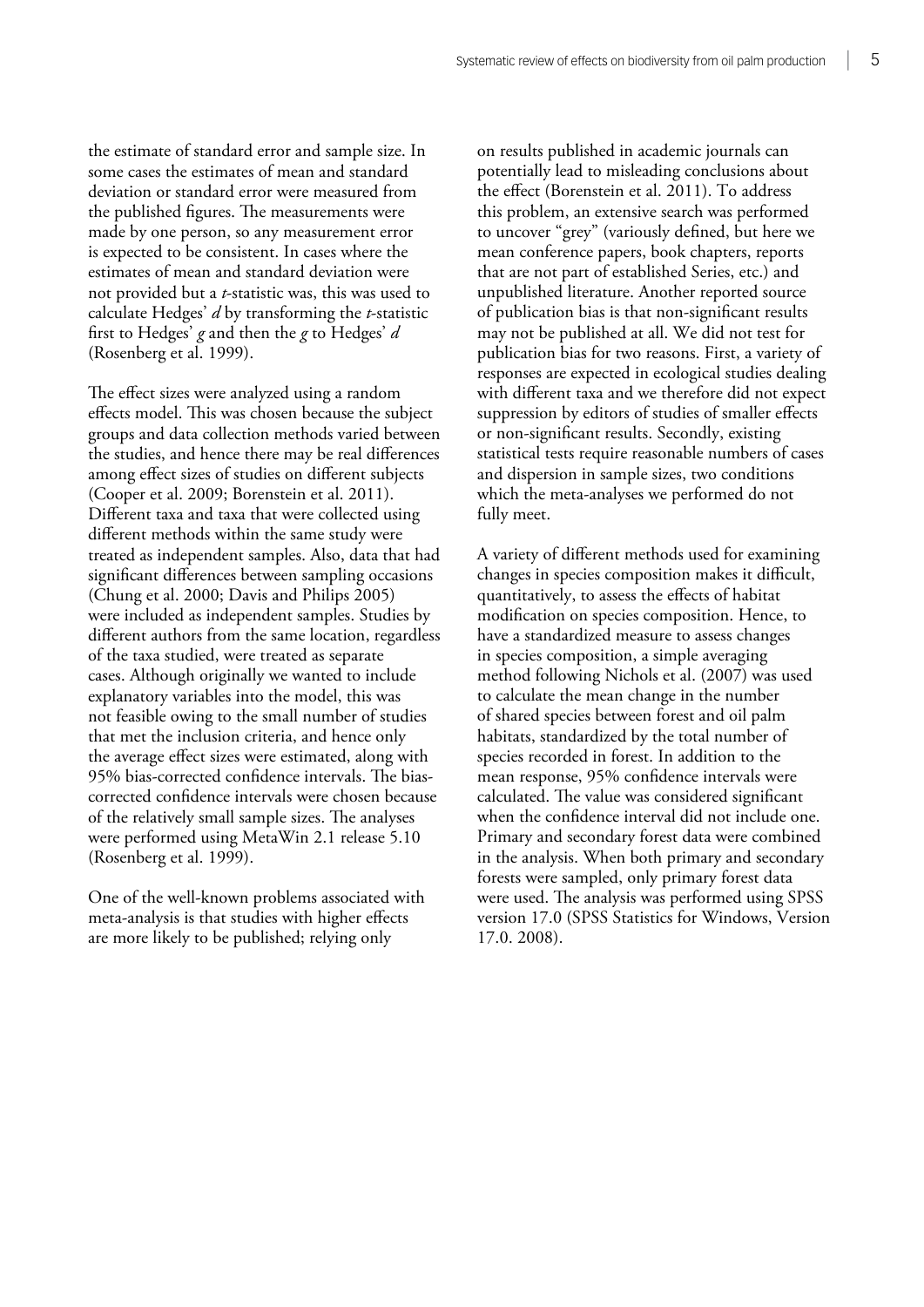the estimate of standard error and sample size. In some cases the estimates of mean and standard deviation or standard error were measured from the published figures. The measurements were made by one person, so any measurement error is expected to be consistent. In cases where the estimates of mean and standard deviation were not provided but a *t*-statistic was, this was used to calculate Hedges' *d* by transforming the *t*-statistic first to Hedges' *g* and then the *g* to Hedges' *d* (Rosenberg et al. 1999).

The effect sizes were analyzed using a random effects model. This was chosen because the subject groups and data collection methods varied between the studies, and hence there may be real differences among effect sizes of studies on different subjects (Cooper et al. 2009; Borenstein et al. 2011). Different taxa and taxa that were collected using different methods within the same study were treated as independent samples. Also, data that had significant differences between sampling occasions (Chung et al. 2000; Davis and Philips 2005) were included as independent samples. Studies by different authors from the same location, regardless of the taxa studied, were treated as separate cases. Although originally we wanted to include explanatory variables into the model, this was not feasible owing to the small number of studies that met the inclusion criteria, and hence only the average effect sizes were estimated, along with 95% bias-corrected confidence intervals. The bias-corrected confidence intervals were chosen because of the relatively small sample sizes. The analyses were performed using MetaWin 2.1 release 5.10 (Rosenberg et al. 1999).

One of the well-known problems associated with meta-analysis is that studies with higher effects are more likely to be published; relying only on results published in academic journals can potentially lead to misleading conclusions about the effect (Borenstein et al. 2011). To address this problem, an extensive search was performed to uncover "grey" (variously defined, but here we mean conference papers, book chapters, reports that are not part of established Series, etc.) and unpublished literature. Another reported source of publication bias is that non-significant results may not be published at all. We did not test for publication bias for two reasons. First, a variety of responses are expected in ecological studies dealing with different taxa and we therefore did not expect suppression by editors of studies of smaller effects or non-significant results. Secondly, existing statistical tests require reasonable numbers of cases and dispersion in sample sizes, two conditions which the meta-analyses we performed do not fully meet.

A variety of different methods used for examining changes in species composition makes it difficult, quantitatively, to assess the effects of habitat modification on species composition. Hence, to have a standardized measure to assess changes in species composition, a simple averaging method following Nichols et al. (2007) was used to calculate the mean change in the number of shared species between forest and oil palm habitats, standardized by the total number of species recorded in forest. In addition to the mean response, 95% confidence intervals were calculated. The value was considered significant when the confidence interval did not include one. Primary and secondary forest data were combined in the analysis. When both primary and secondary forests were sampled, only primary forest data were used. The analysis was performed using SPSS version 17.0 (SPSS Statistics for Windows, Version 17.0. 2008).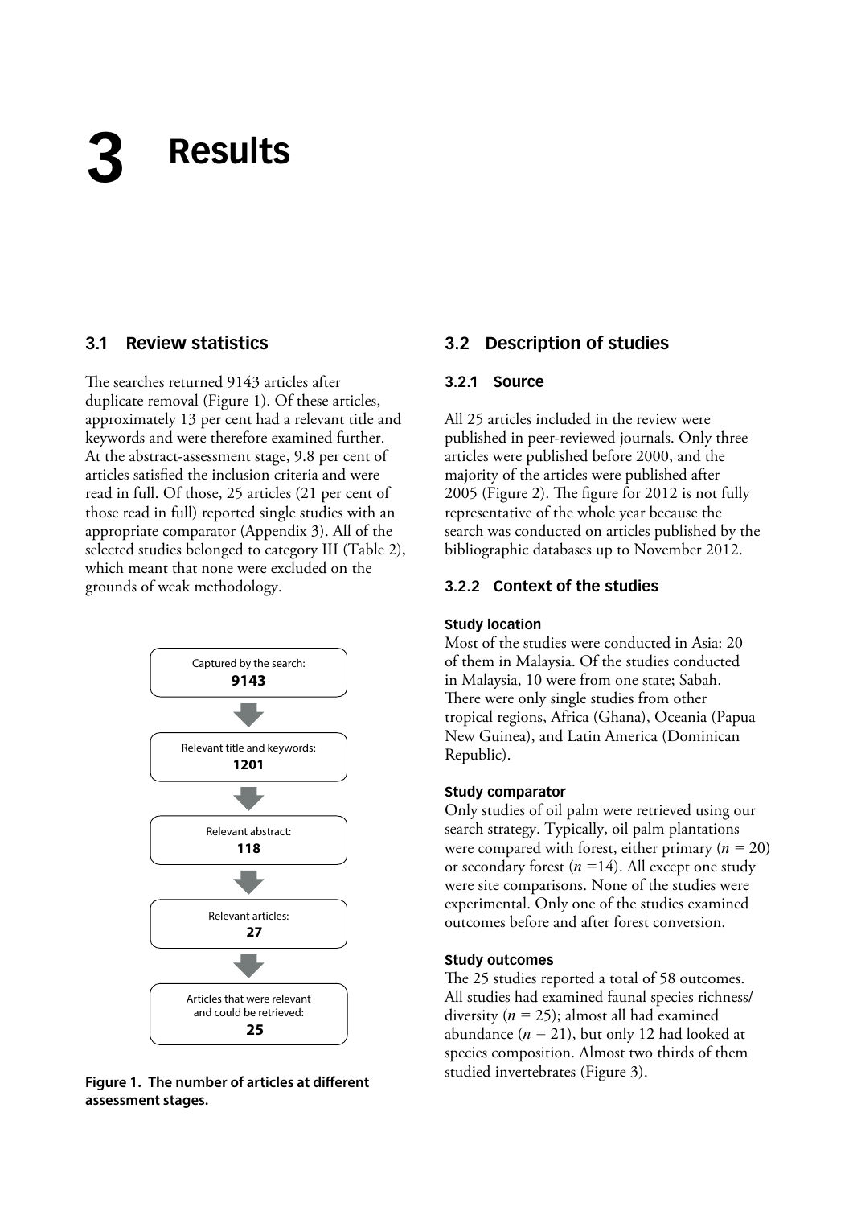# 3 Results

## 3.1 Review statistics

The searches returned 9143 articles after duplicate removal (Figure 1). Of these articles, approximately 13 per cent had a relevant title and keywords and were therefore examined further. At the abstract-assessment stage, 9.8 per cent of articles satisfied the inclusion criteria and were read in full. Of those, 25 articles (21 per cent of those read in full) reported single studies with an appropriate comparator (Appendix 3). All of the selected studies belonged to category III (Table 2), which meant that none were excluded on the grounds of weak methodology.

Captured by the search: **9143**

↓

Relevant title and keywords: **1201**

↓

Relevant abstract: **118**

↓

Relevant articles: **27**

↓

Articles that were relevant and could be retrieved: **25**

**Figure 1. The number of articles at different assessment stages.**

## 3.2 Description of studies

### 3.2.1 Source

All 25 articles included in the review were published in peer-reviewed journals. Only three articles were published before 2000, and the majority of the articles were published after 2005 (Figure 2). The figure for 2012 is not fully representative of the whole year because the search was conducted on articles published by the bibliographic databases up to November 2012.

### 3.2.2 Context of the studies

**Study location**

Most of the studies were conducted in Asia: 20 of them in Malaysia. Of the studies conducted in Malaysia, 10 were from one state; Sabah. There were only single studies from other tropical regions, Africa (Ghana), Oceania (Papua New Guinea), and Latin America (Dominican Republic).

**Study comparator**

Only studies of oil palm were retrieved using our search strategy. Typically, oil palm plantations were compared with forest, either primary ($n = 20$) or secondary forest ($n = 14$). All except one study were site comparisons. None of the studies were experimental. Only one of the studies examined outcomes before and after forest conversion.

**Study outcomes**

The 25 studies reported a total of 58 outcomes. All studies had examined faunal species richness/diversity ($n = 25$); almost all had examined abundance ($n = 21$), but only 12 had looked at species composition. Almost two thirds of them studied invertebrates (Figure 3).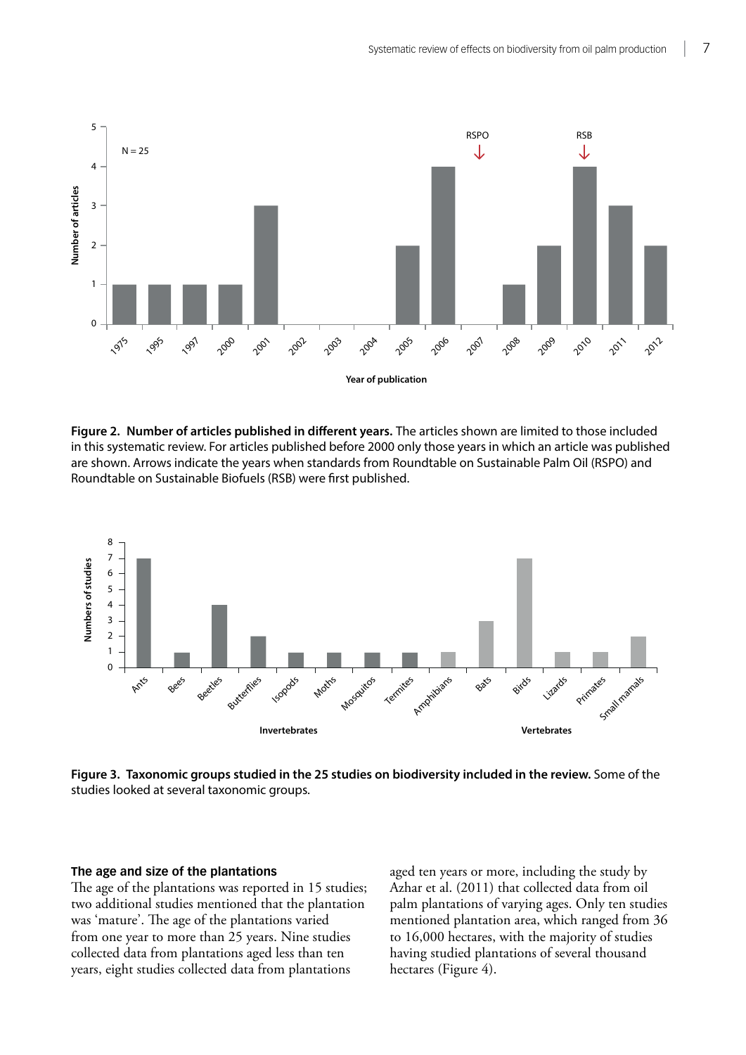**Figure 2. Number of articles published in different years.** The articles shown are limited to those included in this systematic review. For articles published before 2000 only those years in which an article was published are shown. Arrows indicate the years when standards from Roundtable on Sustainable Palm Oil (RSPO) and Roundtable on Sustainable Biofuels (RSB) were first published.

**Figure 3. Taxonomic groups studied in the 25 studies on biodiversity included in the review.** Some of the studies looked at several taxonomic groups.

### The age and size of the plantations

The age of the plantations was reported in 15 studies; two additional studies mentioned that the plantation was 'mature'. The age of the plantations varied from one year to more than 25 years. Nine studies collected data from plantations aged less than ten years, eight studies collected data from plantations aged ten years or more, including the study by Azhar et al. (2011) that collected data from oil palm plantations of varying ages. Only ten studies mentioned plantation area, which ranged from 36 to 16,000 hectares, with the majority of studies having studied plantations of several thousand hectares (Figure 4).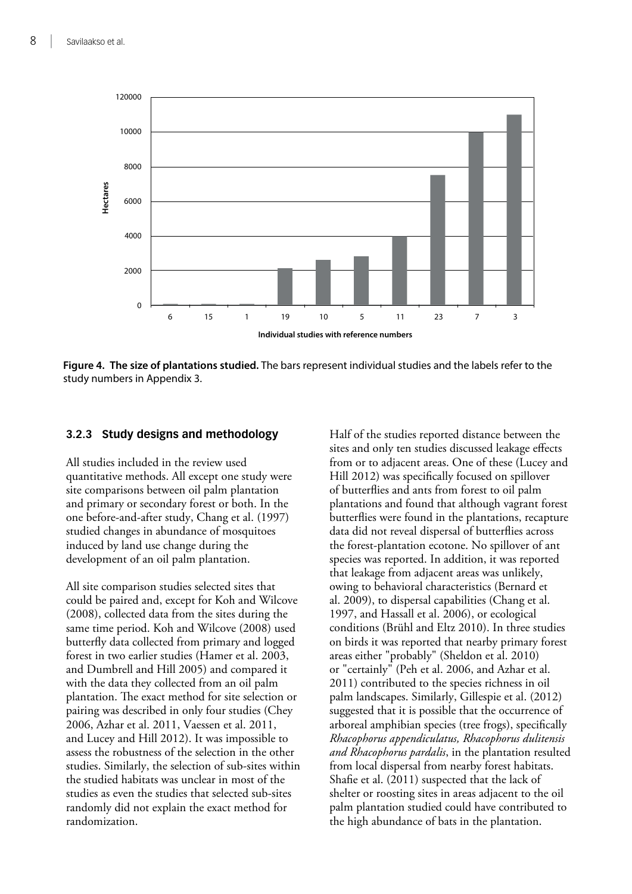**Figure 4. The size of plantations studied.** The bars represent individual studies and the labels refer to the study numbers in Appendix 3.

### 3.2.3 Study designs and methodology

All studies included in the review used quantitative methods. All except one study were site comparisons between oil palm plantation and primary or secondary forest or both. In the one before-and-after study, Chang et al. (1997) studied changes in abundance of mosquitoes induced by land use change during the development of an oil palm plantation.

All site comparison studies selected sites that could be paired and, except for Koh and Wilcove (2008), collected data from the sites during the same time period. Koh and Wilcove (2008) used butterfly data collected from primary and logged forest in two earlier studies (Hamer et al. 2003, and Dumbrell and Hill 2005) and compared it with the data they collected from an oil palm plantation. The exact method for site selection or pairing was described in only four studies (Chey 2006, Azhar et al. 2011, Vaessen et al. 2011, and Lucey and Hill 2012). It was impossible to assess the robustness of the selection in the other studies. Similarly, the selection of sub-sites within the studied habitats was unclear in most of the studies as even the studies that selected sub-sites randomly did not explain the exact method for randomization.

Half of the studies reported distance between the sites and only ten studies discussed leakage effects from or to adjacent areas. One of these (Lucey and Hill 2012) was specifically focused on spillover of butterflies and ants from forest to oil palm plantations and found that although vagrant forest butterflies were found in the plantations, recapture data did not reveal dispersal of butterflies across the forest-plantation ecotone. No spillover of ant species was reported. In addition, it was reported that leakage from adjacent areas was unlikely, owing to behavioral characteristics (Bernard et al. 2009), to dispersal capabilities (Chang et al. 1997, and Hassall et al. 2006), or ecological conditions (Brühl and Eltz 2010). In three studies on birds it was reported that nearby primary forest areas either "probably" (Sheldon et al. 2010) or "certainly" (Peh et al. 2006, and Azhar et al. 2011) contributed to the species richness in oil palm landscapes. Similarly, Gillespie et al. (2012) suggested that it is possible that the occurrence of arboreal amphibian species (tree frogs), specifically *Rhacophorus appendiculatus, Rhacophorus dulitensis and Rhacophorus pardalis*, in the plantation resulted from local dispersal from nearby forest habitats. Shafie et al. (2011) suspected that the lack of shelter or roosting sites in areas adjacent to the oil palm plantation studied could have contributed to the high abundance of bats in the plantation.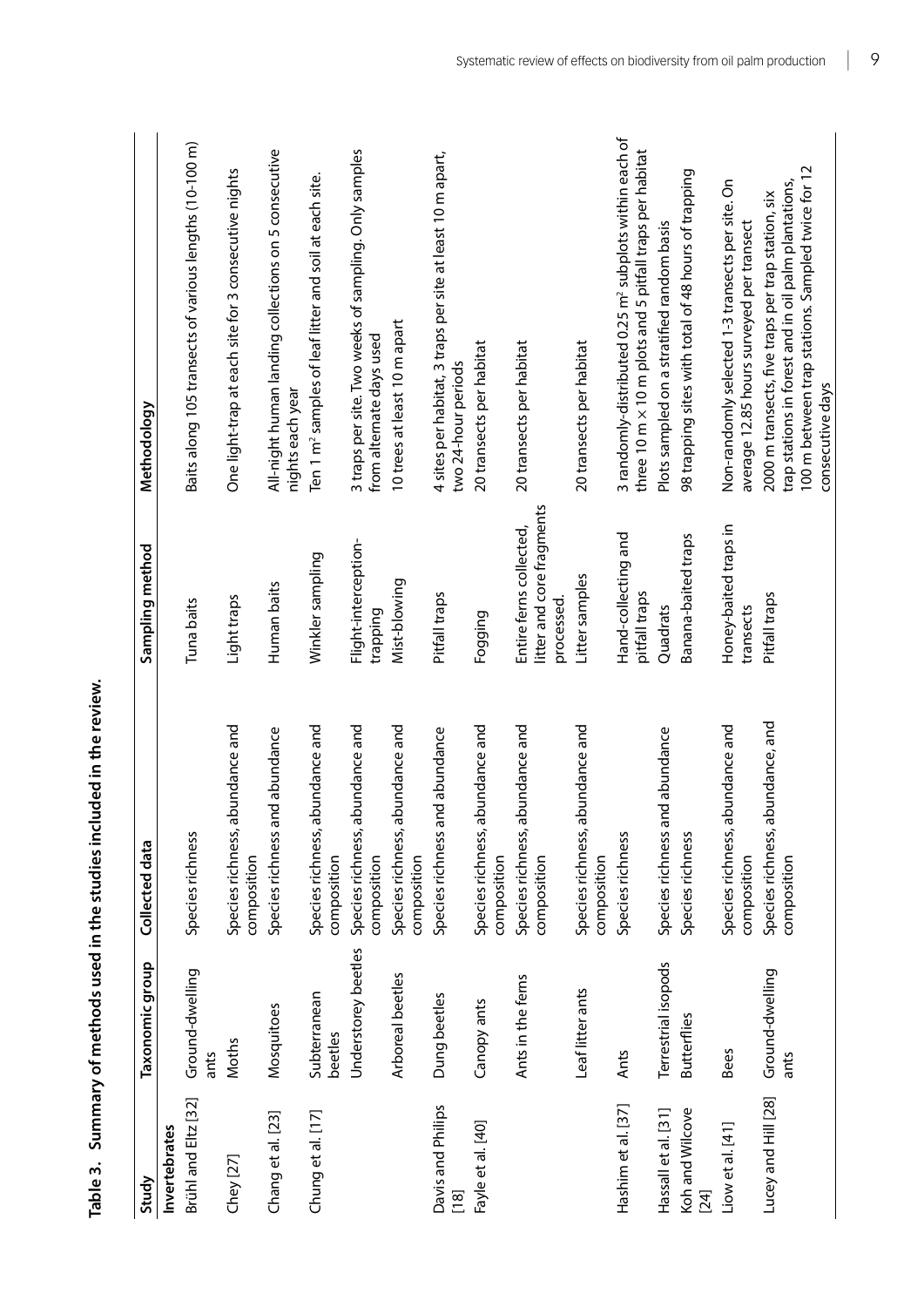**Table 3. Summary of methods used in the studies included in the review.**

| Study | Taxonomic group | Collected data | Sampling method | Methodology |
|---|---|---|---|---|
| **Invertebrates** | | | | |
| Brühl and Eltz [32] | Ground-dwelling ants | Species richness | Tuna baits | Baits along 105 transects of various lengths (10-100 m) |
| Chey [27] | Moths | Species richness, abundance and composition | Light traps | One light-trap at each site for 3 consecutive nights |
| Chang et al. [23] | Mosquitoes | Species richness and abundance | Human baits | All-night human landing collections on 5 consecutive nights each year |
| Chung et al. [17] | Subterranean beetles | Species richness, abundance and composition | Winkler sampling | Ten 1 m² samples of leaf litter and soil at each site. |
| | Understorey beetles | Species richness, abundance and composition | Flight-interception-trapping | 3 traps per site. Two weeks of sampling. Only samples from alternate days used |
| | Arboreal beetles | Species richness, abundance and composition | Mist-blowing | 10 trees at least 10 m apart |
| Davis and Philips [18] | Dung beetles | Species richness and abundance | Pitfall traps | 4 sites per habitat, 3 traps per site at least 10 m apart, two 24-hour periods |
| Fayle et al. [40] | Canopy ants | Species richness, abundance and composition | Fogging | 20 transects per habitat |
| | Ants in the ferns | Species richness, abundance and composition | Entire ferns collected, litter and core fragments processed. | 20 transects per habitat |
| | Leaf litter ants | Species richness, abundance and composition | Litter samples | 20 transects per habitat |
| Hashim et al. [37] | Ants | Species richness | Hand-collecting and pitfall traps | 3 randomly-distributed 0.25 m² subplots within each of three 10 m × 10 m plots and 5 pitfall traps per habitat |
| Hassall et al. [31] | Terrestrial isopods | Species richness and abundance | Quadrats | Plots sampled on a stratified random basis |
| Koh and Wilcove [24] | Butterflies | Species richness | Banana-baited traps | 98 trapping sites with total of 48 hours of trapping |
| Liow et al. [41] | Bees | Species richness, abundance and composition | Honey-baited traps in transects | Non-randomly selected 1-3 transects per site. On average 12.85 hours surveyed per transect |
| Lucey and Hill [28] | Ground-dwelling ants | Species richness, abundance, and composition | Pitfall traps | 2000 m transects, five traps per trap station, six trap stations in forest and in oil palm plantations, 100 m between trap stations. Sampled twice for 12 consecutive days |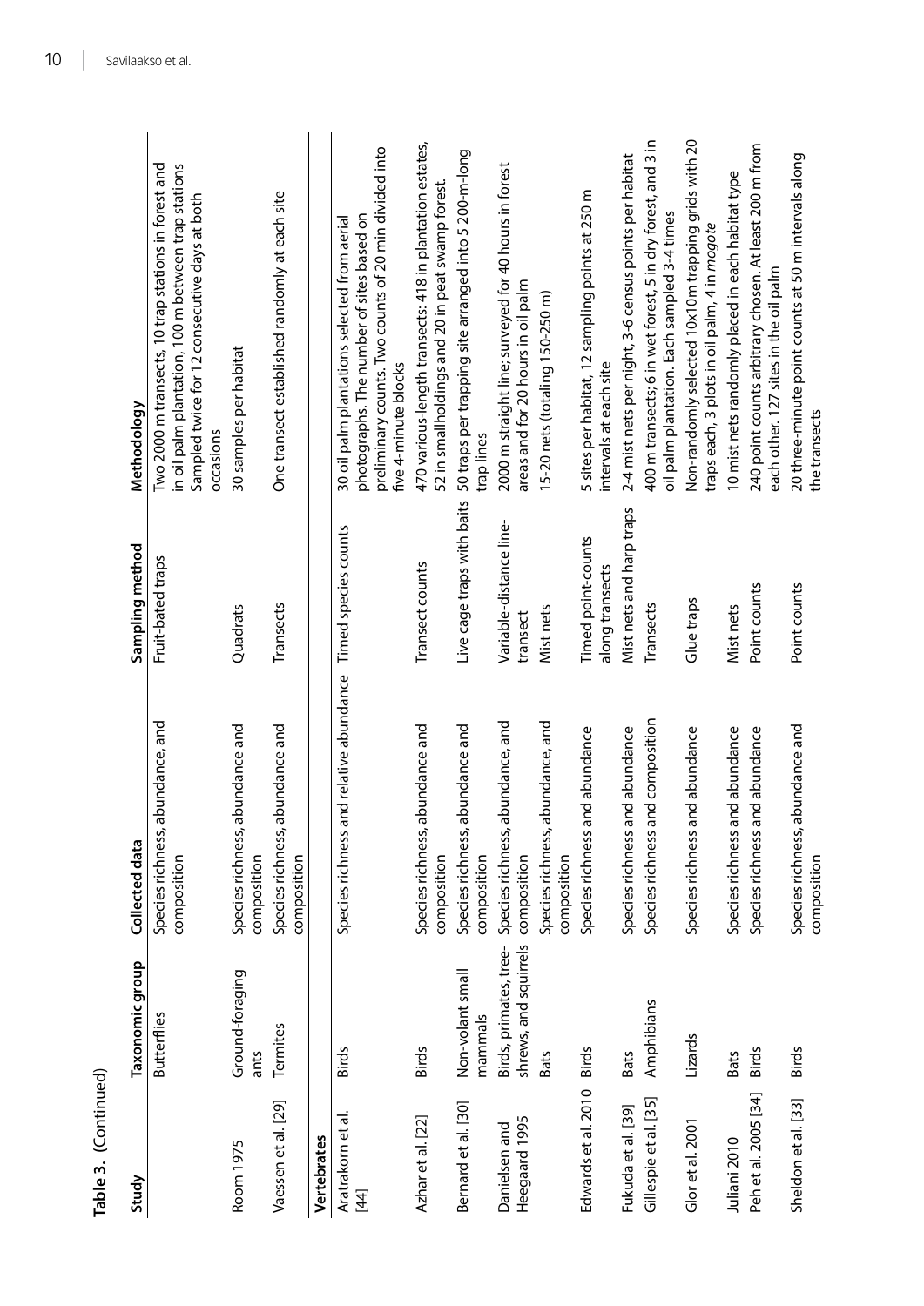**Table 3.** (Continued)

| Study | Taxonomic group | Collected data | Sampling method | Methodology |
|---|---|---|---|---|
| | Butterflies | Species richness, abundance, and composition | Fruit-bated traps | Two 2000 m transects, 10 trap stations in forest and in oil palm plantation, 100 m between trap stations Sampled twice for 12 consecutive days at both occasions |
| Room 1975 | Ground-foraging ants | Species richness, abundance and composition | Quadrats | 30 samples per habitat |
| Vaessen et al. [29] | Termites | Species richness, abundance and composition | Transects | One transect established randomly at each site |
| **Vertebrates** | | | | |
| Aratrakorn et al. [44] | Birds | Species richness and relative abundance | Timed species counts | 30 oil palm plantations selected from aerial photographs. The number of sites based on preliminary counts. Two counts of 20 min divided into five 4-minute blocks |
| Azhar et al. [22] | Birds | Species richness, abundance and composition | Transect counts | 470 various-length transects: 418 in plantation estates, 52 in smallholdings and 20 in peat swamp forest. |
| Bernard et al. [30] | Non-volant small mammals | Species richness, abundance and composition | Live cage traps with baits | 50 traps per trapping site arranged into 5 200-m-long trap lines |
| Danielsen and Heegaard 1995 | Birds, primates, tree-shrews, and squirrels | Species richness, abundance, and composition | Variable-distance line-transect | 2000 m straight line; surveyed for 40 hours in forest areas and for 20 hours in oil palm |
| | Bats | Species richness, abundance, and composition | Mist nets | 15-20 nets (totaling 150-250 m) |
| Edwards et al. 2010 | Birds | Species richness and abundance | Timed point-counts along transects | 5 sites per habitat, 12 sampling points at 250 m intervals at each site |
| Fukuda et al. [39] | Bats | Species richness and abundance | Mist nets and harp traps | 2-4 mist nets per night, 3-6 census points per habitat |
| Gillespie et al. [35] | Amphibians | Species richness and composition | Transects | 400 m transects; 6 in wet forest, 5 in dry forest, and 3 in oil palm plantation. Each sampled 3-4 times |
| Glor et al. 2001 | Lizards | Species richness and abundance | Glue traps | Non-randomly selected 10x10m trapping grids with 20 traps each, 3 plots in oil palm, 4 in *mogote* |
| Juliani 2010 | Bats | Species richness and abundance | Mist nets | 10 mist nets randomly placed in each habitat type |
| Peh et al. 2005 [34] | Birds | Species richness and abundance | Point counts | 240 point counts arbitrary chosen. At least 200 m from each other. 127 sites in the oil palm |
| Sheldon et al. [33] | Birds | Species richness, abundance and composition | Point counts | 20 three-minute point counts at 50 m intervals along the transects |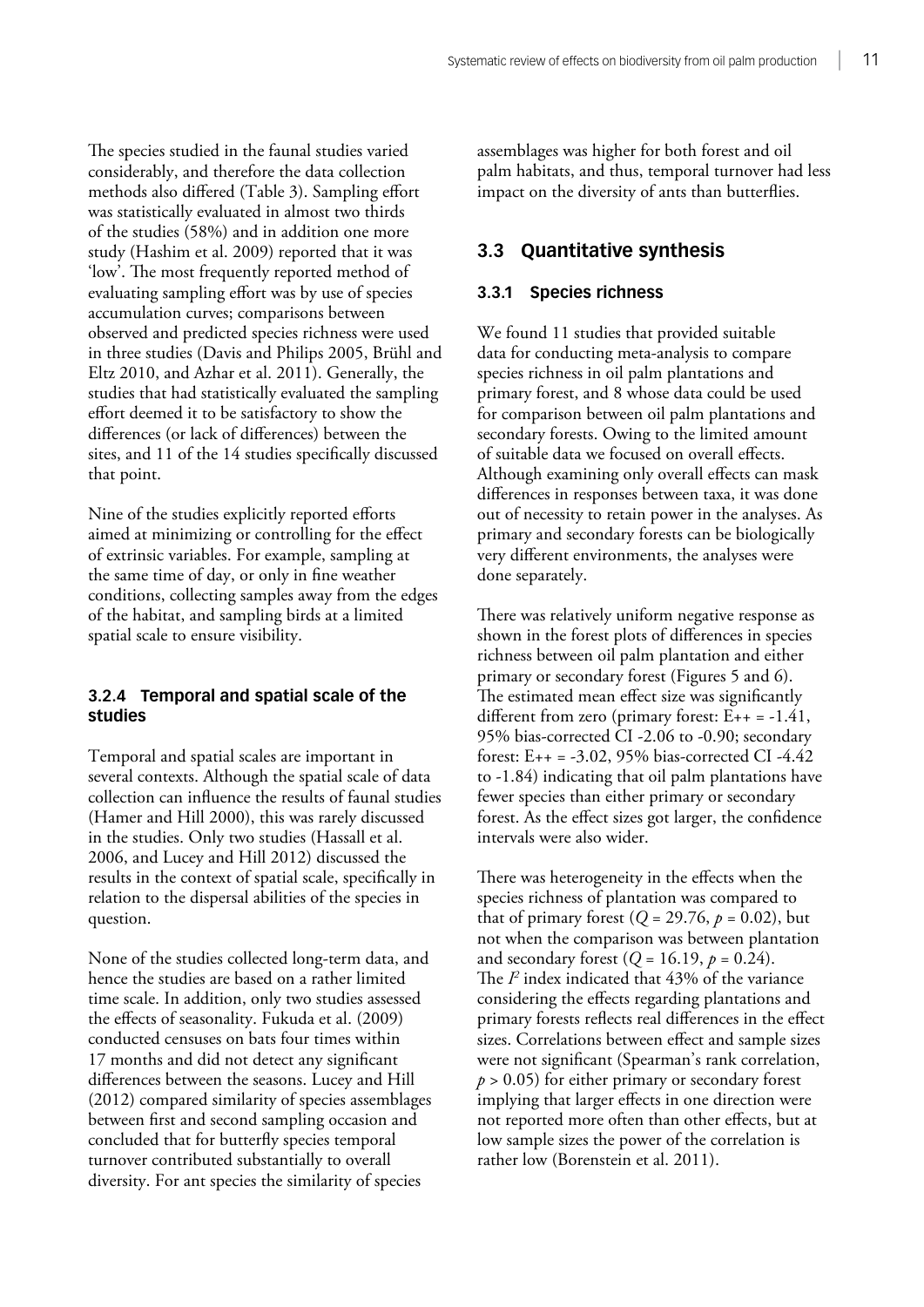The species studied in the faunal studies varied considerably, and therefore the data collection methods also differed (Table 3). Sampling effort was statistically evaluated in almost two thirds of the studies (58%) and in addition one more study (Hashim et al. 2009) reported that it was 'low'. The most frequently reported method of evaluating sampling effort was by use of species accumulation curves; comparisons between observed and predicted species richness were used in three studies (Davis and Philips 2005, Brühl and Eltz 2010, and Azhar et al. 2011). Generally, the studies that had statistically evaluated the sampling effort deemed it to be satisfactory to show the differences (or lack of differences) between the sites, and 11 of the 14 studies specifically discussed that point.

Nine of the studies explicitly reported efforts aimed at minimizing or controlling for the effect of extrinsic variables. For example, sampling at the same time of day, or only in fine weather conditions, collecting samples away from the edges of the habitat, and sampling birds at a limited spatial scale to ensure visibility.

### 3.2.4 Temporal and spatial scale of the studies

Temporal and spatial scales are important in several contexts. Although the spatial scale of data collection can influence the results of faunal studies (Hamer and Hill 2000), this was rarely discussed in the studies. Only two studies (Hassall et al. 2006, and Lucey and Hill 2012) discussed the results in the context of spatial scale, specifically in relation to the dispersal abilities of the species in question.

None of the studies collected long-term data, and hence the studies are based on a rather limited time scale. In addition, only two studies assessed the effects of seasonality. Fukuda et al. (2009) conducted censuses on bats four times within 17 months and did not detect any significant differences between the seasons. Lucey and Hill (2012) compared similarity of species assemblages between first and second sampling occasion and concluded that for butterfly species temporal turnover contributed substantially to overall diversity. For ant species the similarity of species assemblages was higher for both forest and oil palm habitats, and thus, temporal turnover had less impact on the diversity of ants than butterflies.

## 3.3 Quantitative synthesis

### 3.3.1 Species richness

We found 11 studies that provided suitable data for conducting meta-analysis to compare species richness in oil palm plantations and primary forest, and 8 whose data could be used for comparison between oil palm plantations and secondary forests. Owing to the limited amount of suitable data we focused on overall effects. Although examining only overall effects can mask differences in responses between taxa, it was done out of necessity to retain power in the analyses. As primary and secondary forests can be biologically very different environments, the analyses were done separately.

There was relatively uniform negative response as shown in the forest plots of differences in species richness between oil palm plantation and either primary or secondary forest (Figures 5 and 6). The estimated mean effect size was significantly different from zero (primary forest: $E_{++} = -1.41$, 95% bias-corrected CI -2.06 to -0.90; secondary forest: $E_{++} = -3.02$, 95% bias-corrected CI -4.42 to -1.84) indicating that oil palm plantations have fewer species than either primary or secondary forest. As the effect sizes got larger, the confidence intervals were also wider.

There was heterogeneity in the effects when the species richness of plantation was compared to that of primary forest ($Q = 29.76$, $p = 0.02$), but not when the comparison was between plantation and secondary forest ($Q = 16.19$, $p = 0.24$). The $I^2$ index indicated that 43% of the variance considering the effects regarding plantations and primary forests reflects real differences in the effect sizes. Correlations between effect and sample sizes were not significant (Spearman's rank correlation, $p > 0.05$) for either primary or secondary forest implying that larger effects in one direction were not reported more often than other effects, but at low sample sizes the power of the correlation is rather low (Borenstein et al. 2011).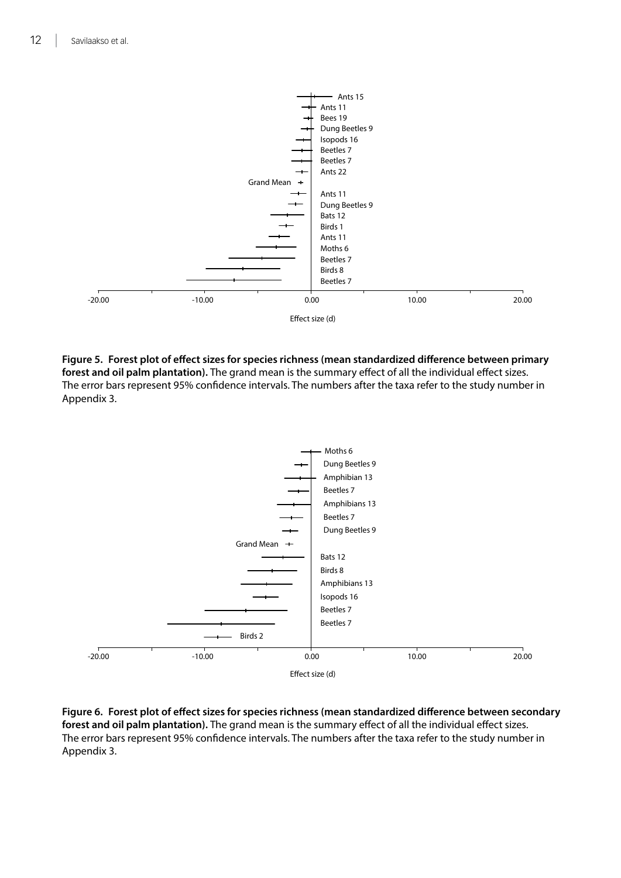**Figure 5. Forest plot of effect sizes for species richness (mean standardized difference between primary forest and oil palm plantation).** The grand mean is the summary effect of all the individual effect sizes. The error bars represent 95% confidence intervals. The numbers after the taxa refer to the study number in Appendix 3.

**Figure 6. Forest plot of effect sizes for species richness (mean standardized difference between secondary forest and oil palm plantation).** The grand mean is the summary effect of all the individual effect sizes. The error bars represent 95% confidence intervals. The numbers after the taxa refer to the study number in Appendix 3.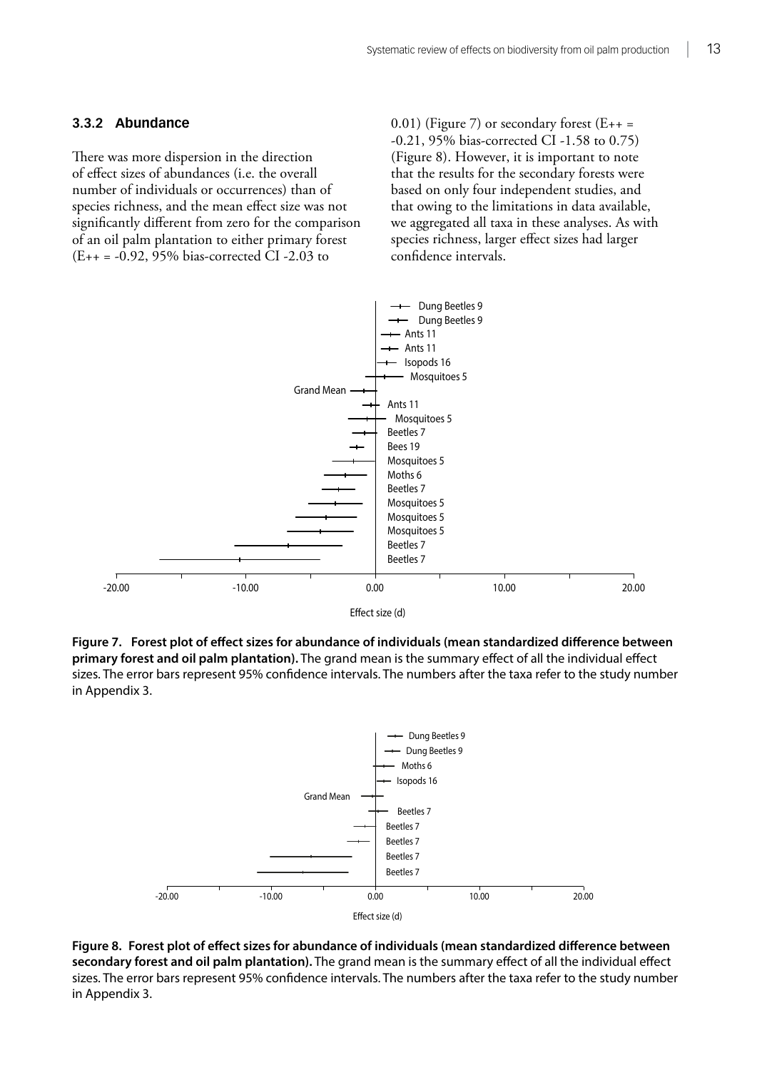### 3.3.2 Abundance

There was more dispersion in the direction of effect sizes of abundances (i.e. the overall number of individuals or occurrences) than of species richness, and the mean effect size was not significantly different from zero for the comparison of an oil palm plantation to either primary forest (E++ = -0.92, 95% bias-corrected CI -2.03 to 0.01) (Figure 7) or secondary forest (E++ = -0.21, 95% bias-corrected CI -1.58 to 0.75) (Figure 8). However, it is important to note that the results for the secondary forests were based on only four independent studies, and that owing to the limitations in data available, we aggregated all taxa in these analyses. As with species richness, larger effect sizes had larger confidence intervals.

**Figure 7. Forest plot of effect sizes for abundance of individuals (mean standardized difference between primary forest and oil palm plantation).** The grand mean is the summary effect of all the individual effect sizes. The error bars represent 95% confidence intervals. The numbers after the taxa refer to the study number in Appendix 3.

**Figure 8. Forest plot of effect sizes for abundance of individuals (mean standardized difference between secondary forest and oil palm plantation).** The grand mean is the summary effect of all the individual effect sizes. The error bars represent 95% confidence intervals. The numbers after the taxa refer to the study number in Appendix 3.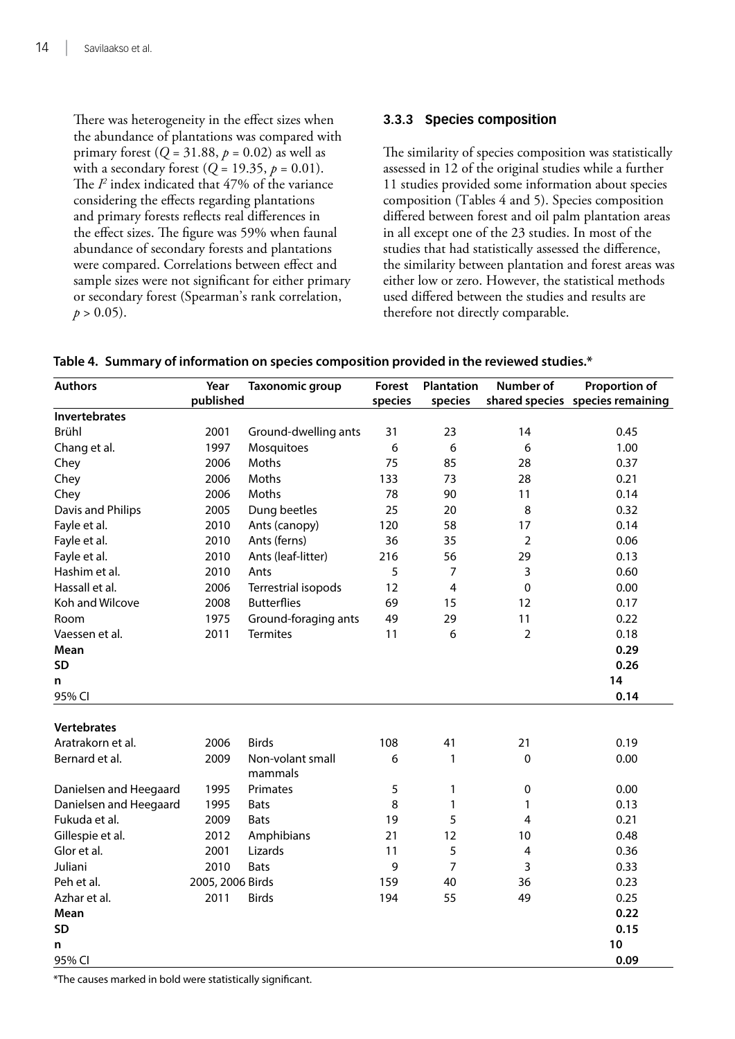There was heterogeneity in the effect sizes when the abundance of plantations was compared with primary forest ($Q = 31.88$, $p = 0.02$) as well as with a secondary forest ($Q = 19.35$, $p = 0.01$). The $I^2$ index indicated that 47% of the variance considering the effects regarding plantations and primary forests reflects real differences in the effect sizes. The figure was 59% when faunal abundance of secondary forests and plantations were compared. Correlations between effect and sample sizes were not significant for either primary or secondary forest (Spearman's rank correlation, $p > 0.05$).

### 3.3.3 Species composition

The similarity of species composition was statistically assessed in 12 of the original studies while a further 11 studies provided some information about species composition (Tables 4 and 5). Species composition differed between forest and oil palm plantation areas in all except one of the 23 studies. In most of the studies that had statistically assessed the difference, the similarity between plantation and forest areas was either low or zero. However, the statistical methods used differed between the studies and results are therefore not directly comparable.

**Table 4. Summary of information on species composition provided in the reviewed studies.***

| Authors | Year published | Taxonomic group | Forest species | Plantation species | Number of shared species | Proportion of species remaining |
|---|---|---|---|---|---|---|
| **Invertebrates** | | | | | | |
| Brühl | 2001 | Ground-dwelling ants | 31 | 23 | 14 | 0.45 |
| Chang et al. | 1997 | Mosquitoes | 6 | 6 | 6 | 1.00 |
| Chey | 2006 | Moths | 75 | 85 | 28 | 0.37 |
| Chey | 2006 | Moths | 133 | 73 | 28 | 0.21 |
| Chey | 2006 | Moths | 78 | 90 | 11 | 0.14 |
| Davis and Philips | 2005 | Dung beetles | 25 | 20 | 8 | 0.32 |
| Fayle et al. | 2010 | Ants (canopy) | 120 | 58 | 17 | 0.14 |
| Fayle et al. | 2010 | Ants (ferns) | 36 | 35 | 2 | 0.06 |
| Fayle et al. | 2010 | Ants (leaf-litter) | 216 | 56 | 29 | 0.13 |
| Hashim et al. | 2010 | Ants | 5 | 7 | 3 | 0.60 |
| Hassall et al. | 2006 | Terrestrial isopods | 12 | 4 | 0 | 0.00 |
| Koh and Wilcove | 2008 | Butterflies | 69 | 15 | 12 | 0.17 |
| Room | 1975 | Ground-foraging ants | 49 | 29 | 11 | 0.22 |
| Vaessen et al. | 2011 | Termites | 11 | 6 | 2 | 0.18 |
| **Mean** | | | | | | **0.29** |
| **SD** | | | | | | **0.26** |
| **n** | | | | | | **14** |
| 95% CI | | | | | | **0.14** |
| **Vertebrates** | | | | | | |
| Aratrakorn et al. | 2006 | Birds | 108 | 41 | 21 | 0.19 |
| Bernard et al. | 2009 | Non-volant small mammals | 6 | 1 | 0 | 0.00 |
| Danielsen and Heegaard | 1995 | Primates | 5 | 1 | 0 | 0.00 |
| Danielsen and Heegaard | 1995 | Bats | 8 | 1 | 1 | 0.13 |
| Fukuda et al. | 2009 | Bats | 19 | 5 | 4 | 0.21 |
| Gillespie et al. | 2012 | Amphibians | 21 | 12 | 10 | 0.48 |
| Glor et al. | 2001 | Lizards | 11 | 5 | 4 | 0.36 |
| Juliani | 2010 | Bats | 9 | 7 | 3 | 0.33 |
| Peh et al. | 2005, 2006 | Birds | 159 | 40 | 36 | 0.23 |
| Azhar et al. | 2011 | Birds | 194 | 55 | 49 | 0.25 |
| **Mean** | | | | | | **0.22** |
| **SD** | | | | | | **0.15** |
| **n** | | | | | | **10** |
| 95% CI | | | | | | **0.09** |

*The causes marked in bold were statistically significant.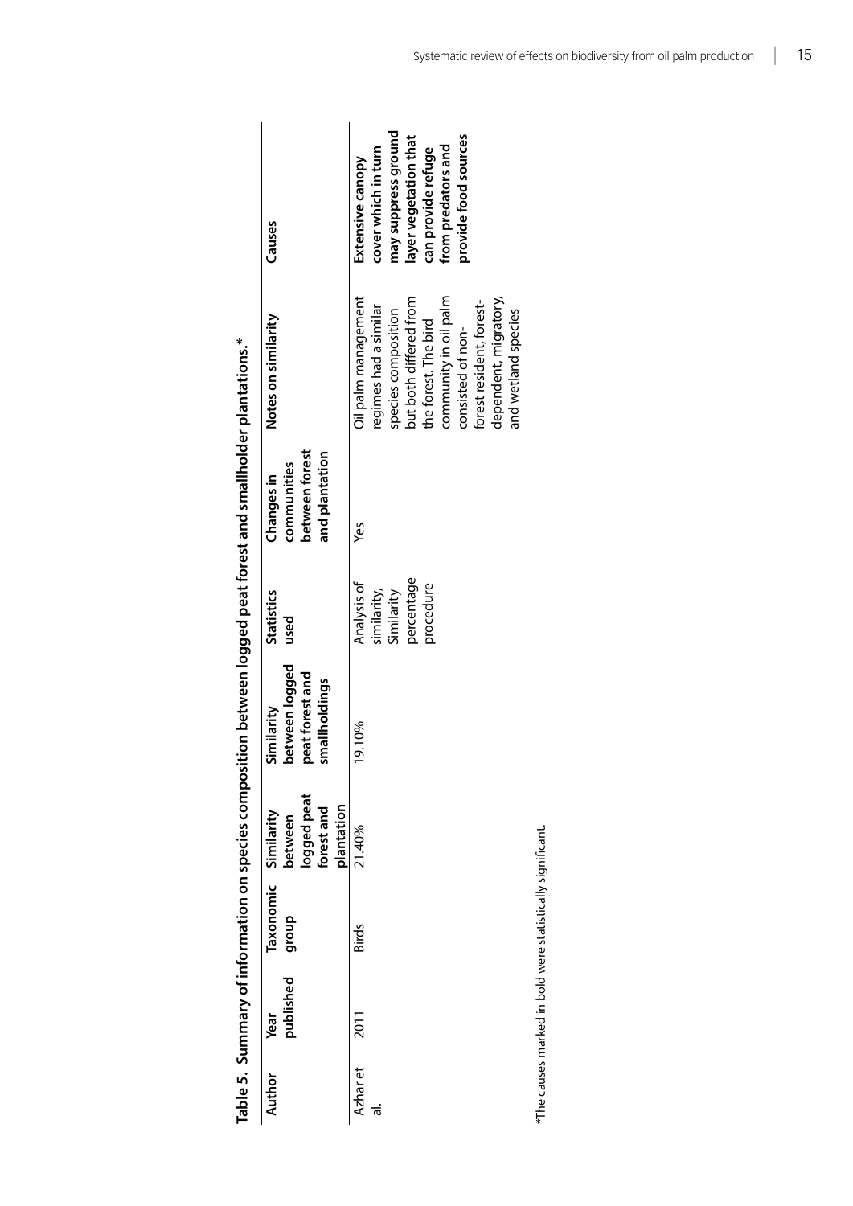**Table 5. Summary of information on species composition between logged peat forest and smallholder plantations.***

| Author | Year published | Taxonomic group | Similarity between logged peat forest and plantation | Similarity between logged peat forest and smallholdings | Statistics used | Changes in communities between forest and plantation | Notes on similarity | Causes |
|---|---|---|---|---|---|---|---|---|
| Azhar et al. | 2011 | Birds | 21.40% | 19.10% | Analysis of similarity, Similarity percentage procedure | Yes | Oil palm management regimes had a similar species composition but both differed from the forest. The bird community in oil palm consisted of non-forest resident, forest-dependent, migratory, and wetland species | **Extensive canopy cover which in turn may suppress ground layer vegetation that can provide refuge from predators and provide food sources** |

*The causes marked in bold were statistically significant.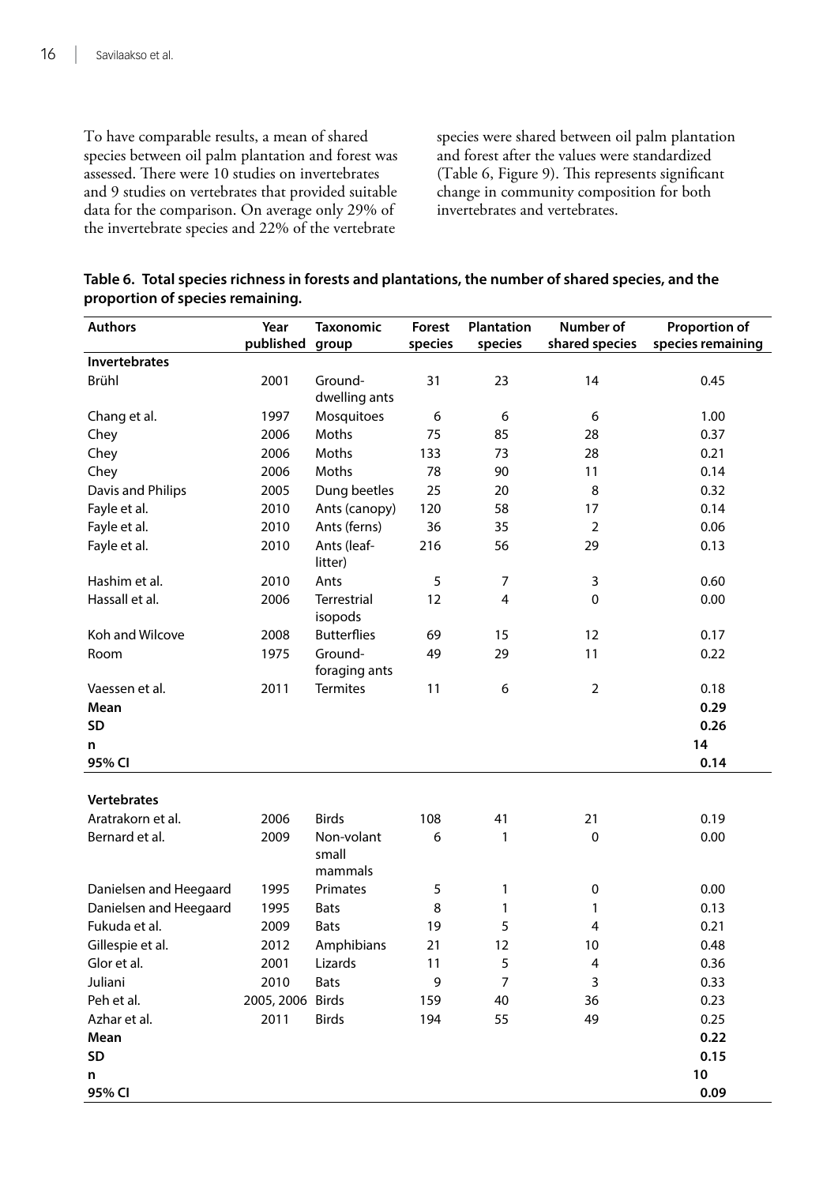To have comparable results, a mean of shared species between oil palm plantation and forest was assessed. There were 10 studies on invertebrates and 9 studies on vertebrates that provided suitable data for the comparison. On average only 29% of the invertebrate species and 22% of the vertebrate species were shared between oil palm plantation and forest after the values were standardized (Table 6, Figure 9). This represents significant change in community composition for both invertebrates and vertebrates.

**Table 6. Total species richness in forests and plantations, the number of shared species, and the proportion of species remaining.**

| Authors | Year published | Taxonomic group | Forest species | Plantation species | Number of shared species | Proportion of species remaining |
|---|---|---|---|---|---|---|
| **Invertebrates** | | | | | | |
| Brühl | 2001 | Ground-dwelling ants | 31 | 23 | 14 | 0.45 |
| Chang et al. | 1997 | Mosquitoes | 6 | 6 | 6 | 1.00 |
| Chey | 2006 | Moths | 75 | 85 | 28 | 0.37 |
| Chey | 2006 | Moths | 133 | 73 | 28 | 0.21 |
| Chey | 2006 | Moths | 78 | 90 | 11 | 0.14 |
| Davis and Philips | 2005 | Dung beetles | 25 | 20 | 8 | 0.32 |
| Fayle et al. | 2010 | Ants (canopy) | 120 | 58 | 17 | 0.14 |
| Fayle et al. | 2010 | Ants (ferns) | 36 | 35 | 2 | 0.06 |
| Fayle et al. | 2010 | Ants (leaf-litter) | 216 | 56 | 29 | 0.13 |
| Hashim et al. | 2010 | Ants | 5 | 7 | 3 | 0.60 |
| Hassall et al. | 2006 | Terrestrial isopods | 12 | 4 | 0 | 0.00 |
| Koh and Wilcove | 2008 | Butterflies | 69 | 15 | 12 | 0.17 |
| Room | 1975 | Ground-foraging ants | 49 | 29 | 11 | 0.22 |
| Vaessen et al. | 2011 | Termites | 11 | 6 | 2 | 0.18 |
| **Mean** | | | | | | **0.29** |
| **SD** | | | | | | **0.26** |
| **n** | | | | | | **14** |
| **95% CI** | | | | | | **0.14** |
| **Vertebrates** | | | | | | |
| Aratrakorn et al. | 2006 | Birds | 108 | 41 | 21 | 0.19 |
| Bernard et al. | 2009 | Non-volant small mammals | 6 | 1 | 0 | 0.00 |
| Danielsen and Heegaard | 1995 | Primates | 5 | 1 | 0 | 0.00 |
| Danielsen and Heegaard | 1995 | Bats | 8 | 1 | 1 | 0.13 |
| Fukuda et al. | 2009 | Bats | 19 | 5 | 4 | 0.21 |
| Gillespie et al. | 2012 | Amphibians | 21 | 12 | 10 | 0.48 |
| Glor et al. | 2001 | Lizards | 11 | 5 | 4 | 0.36 |
| Juliani | 2010 | Bats | 9 | 7 | 3 | 0.33 |
| Peh et al. | 2005, 2006 | Birds | 159 | 40 | 36 | 0.23 |
| Azhar et al. | 2011 | Birds | 194 | 55 | 49 | 0.25 |
| **Mean** | | | | | | **0.22** |
| **SD** | | | | | | **0.15** |
| **n** | | | | | | **10** |
| **95% CI** | | | | | | **0.09** |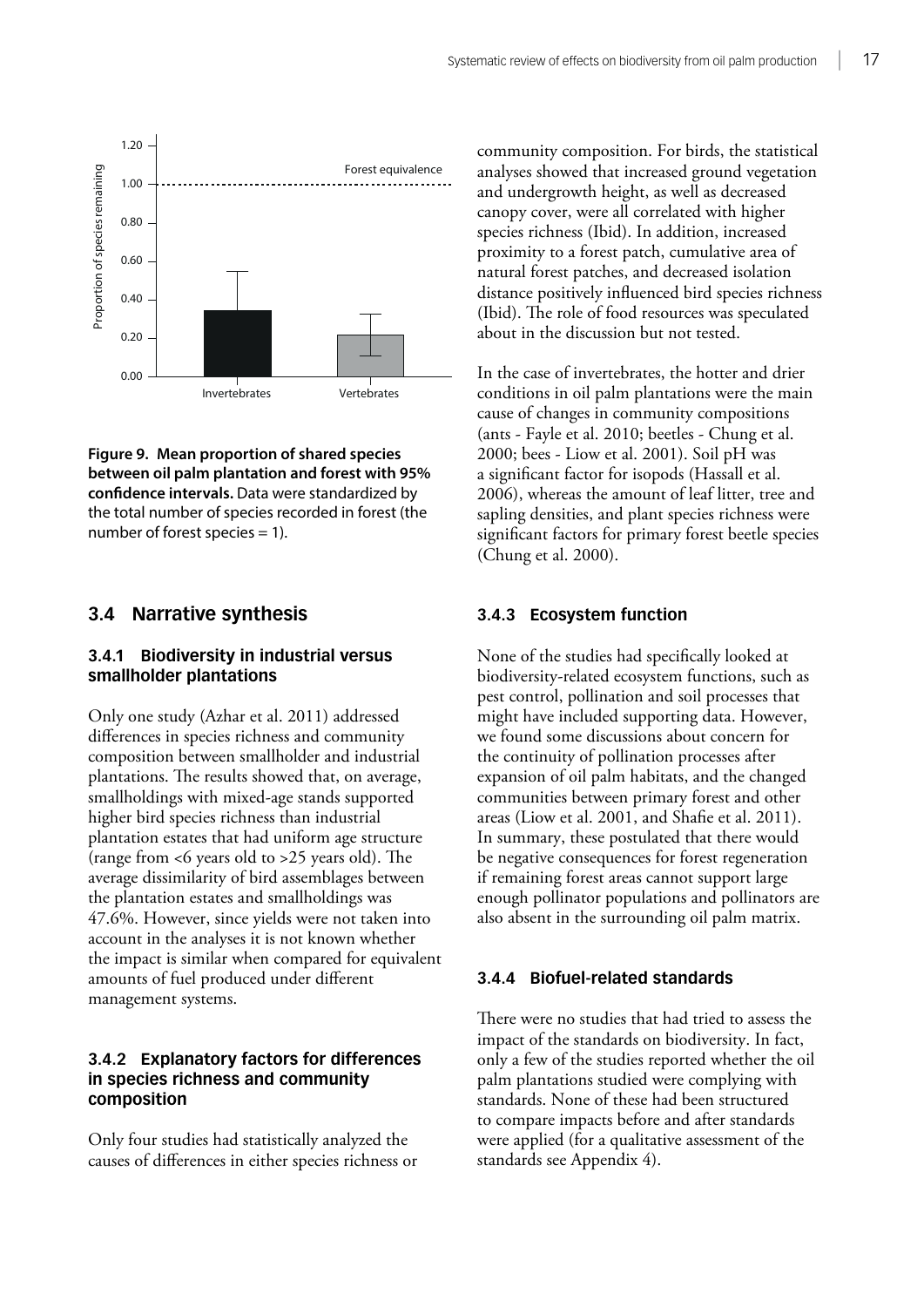**Figure 9. Mean proportion of shared species between oil palm plantation and forest with 95% confidence intervals.** Data were standardized by the total number of species recorded in forest (the number of forest species = 1).

## 3.4 Narrative synthesis

### 3.4.1 Biodiversity in industrial versus smallholder plantations

Only one study (Azhar et al. 2011) addressed differences in species richness and community composition between smallholder and industrial plantations. The results showed that, on average, smallholdings with mixed-age stands supported higher bird species richness than industrial plantation estates that had uniform age structure (range from <6 years old to >25 years old). The average dissimilarity of bird assemblages between the plantation estates and smallholdings was 47.6%. However, since yields were not taken into account in the analyses it is not known whether the impact is similar when compared for equivalent amounts of fuel produced under different management systems.

### 3.4.2 Explanatory factors for differences in species richness and community composition

Only four studies had statistically analyzed the causes of differences in either species richness or community composition. For birds, the statistical analyses showed that increased ground vegetation and undergrowth height, as well as decreased canopy cover, were all correlated with higher species richness (Ibid). In addition, increased proximity to a forest patch, cumulative area of natural forest patches, and decreased isolation distance positively influenced bird species richness (Ibid). The role of food resources was speculated about in the discussion but not tested.

In the case of invertebrates, the hotter and drier conditions in oil palm plantations were the main cause of changes in community compositions (ants - Fayle et al. 2010; beetles - Chung et al. 2000; bees - Liow et al. 2001). Soil pH was a significant factor for isopods (Hassall et al. 2006), whereas the amount of leaf litter, tree and sapling densities, and plant species richness were significant factors for primary forest beetle species (Chung et al. 2000).

### 3.4.3 Ecosystem function

None of the studies had specifically looked at biodiversity-related ecosystem functions, such as pest control, pollination and soil processes that might have included supporting data. However, we found some discussions about concern for the continuity of pollination processes after expansion of oil palm habitats, and the changed communities between primary forest and other areas (Liow et al. 2001, and Shafie et al. 2011). In summary, these postulated that there would be negative consequences for forest regeneration if remaining forest areas cannot support large enough pollinator populations and pollinators are also absent in the surrounding oil palm matrix.

### 3.4.4 Biofuel-related standards

There were no studies that had tried to assess the impact of the standards on biodiversity. In fact, only a few of the studies reported whether the oil palm plantations studied were complying with standards. None of these had been structured to compare impacts before and after standards were applied (for a qualitative assessment of the standards see Appendix 4).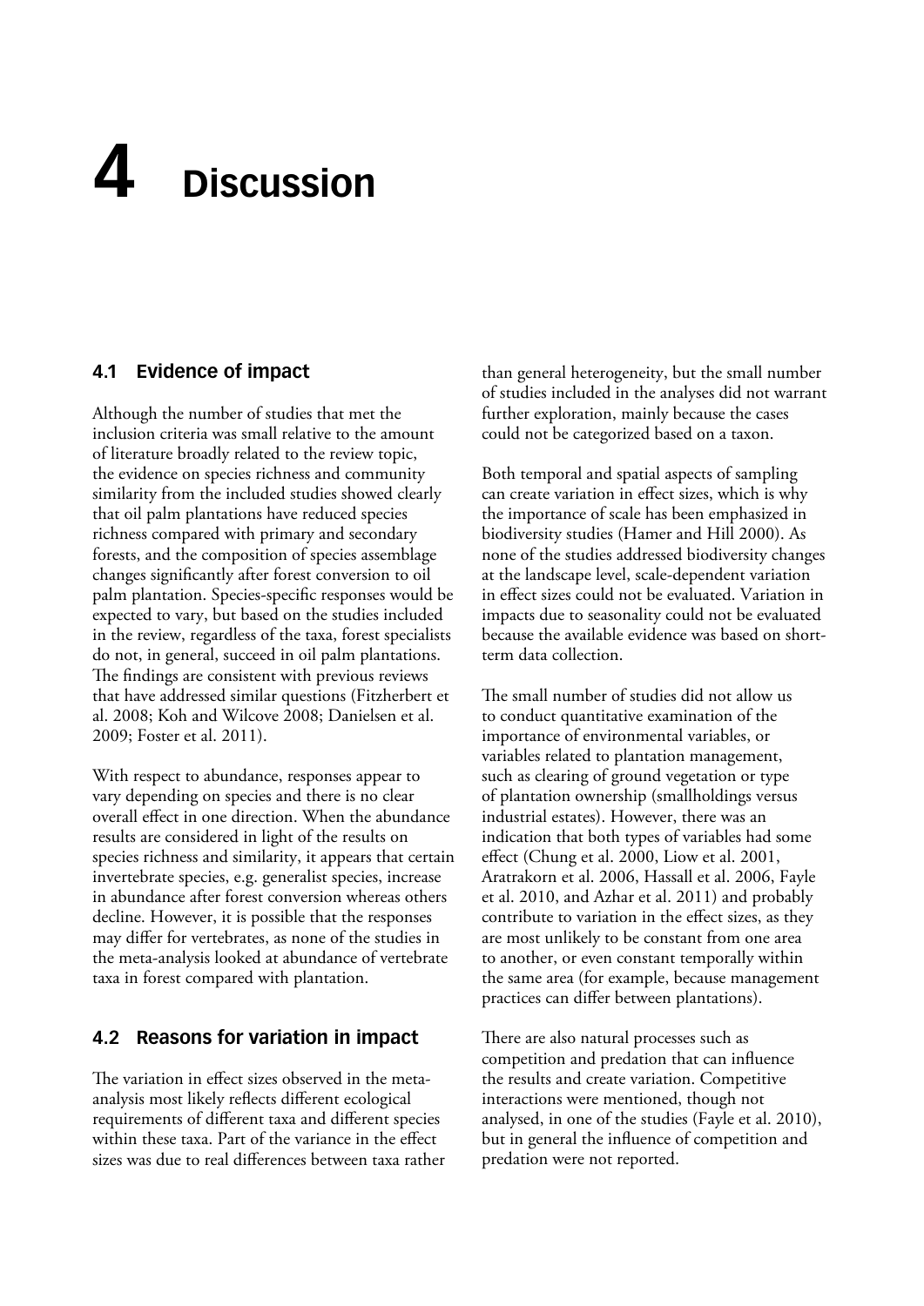# 4 Discussion

## 4.1 Evidence of impact

Although the number of studies that met the inclusion criteria was small relative to the amount of literature broadly related to the review topic, the evidence on species richness and community similarity from the included studies showed clearly that oil palm plantations have reduced species richness compared with primary and secondary forests, and the composition of species assemblage changes significantly after forest conversion to oil palm plantation. Species-specific responses would be expected to vary, but based on the studies included in the review, regardless of the taxa, forest specialists do not, in general, succeed in oil palm plantations. The findings are consistent with previous reviews that have addressed similar questions (Fitzherbert et al. 2008; Koh and Wilcove 2008; Danielsen et al. 2009; Foster et al. 2011).

With respect to abundance, responses appear to vary depending on species and there is no clear overall effect in one direction. When the abundance results are considered in light of the results on species richness and similarity, it appears that certain invertebrate species, e.g. generalist species, increase in abundance after forest conversion whereas others decline. However, it is possible that the responses may differ for vertebrates, as none of the studies in the meta-analysis looked at abundance of vertebrate taxa in forest compared with plantation.

## 4.2 Reasons for variation in impact

The variation in effect sizes observed in the meta-analysis most likely reflects different ecological requirements of different taxa and different species within these taxa. Part of the variance in the effect sizes was due to real differences between taxa rather than general heterogeneity, but the small number of studies included in the analyses did not warrant further exploration, mainly because the cases could not be categorized based on a taxon.

Both temporal and spatial aspects of sampling can create variation in effect sizes, which is why the importance of scale has been emphasized in biodiversity studies (Hamer and Hill 2000). As none of the studies addressed biodiversity changes at the landscape level, scale-dependent variation in effect sizes could not be evaluated. Variation in impacts due to seasonality could not be evaluated because the available evidence was based on short-term data collection.

The small number of studies did not allow us to conduct quantitative examination of the importance of environmental variables, or variables related to plantation management, such as clearing of ground vegetation or type of plantation ownership (smallholdings versus industrial estates). However, there was an indication that both types of variables had some effect (Chung et al. 2000, Liow et al. 2001, Aratrakorn et al. 2006, Hassall et al. 2006, Fayle et al. 2010, and Azhar et al. 2011) and probably contribute to variation in the effect sizes, as they are most unlikely to be constant from one area to another, or even constant temporally within the same area (for example, because management practices can differ between plantations).

There are also natural processes such as competition and predation that can influence the results and create variation. Competitive interactions were mentioned, though not analysed, in one of the studies (Fayle et al. 2010), but in general the influence of competition and predation were not reported.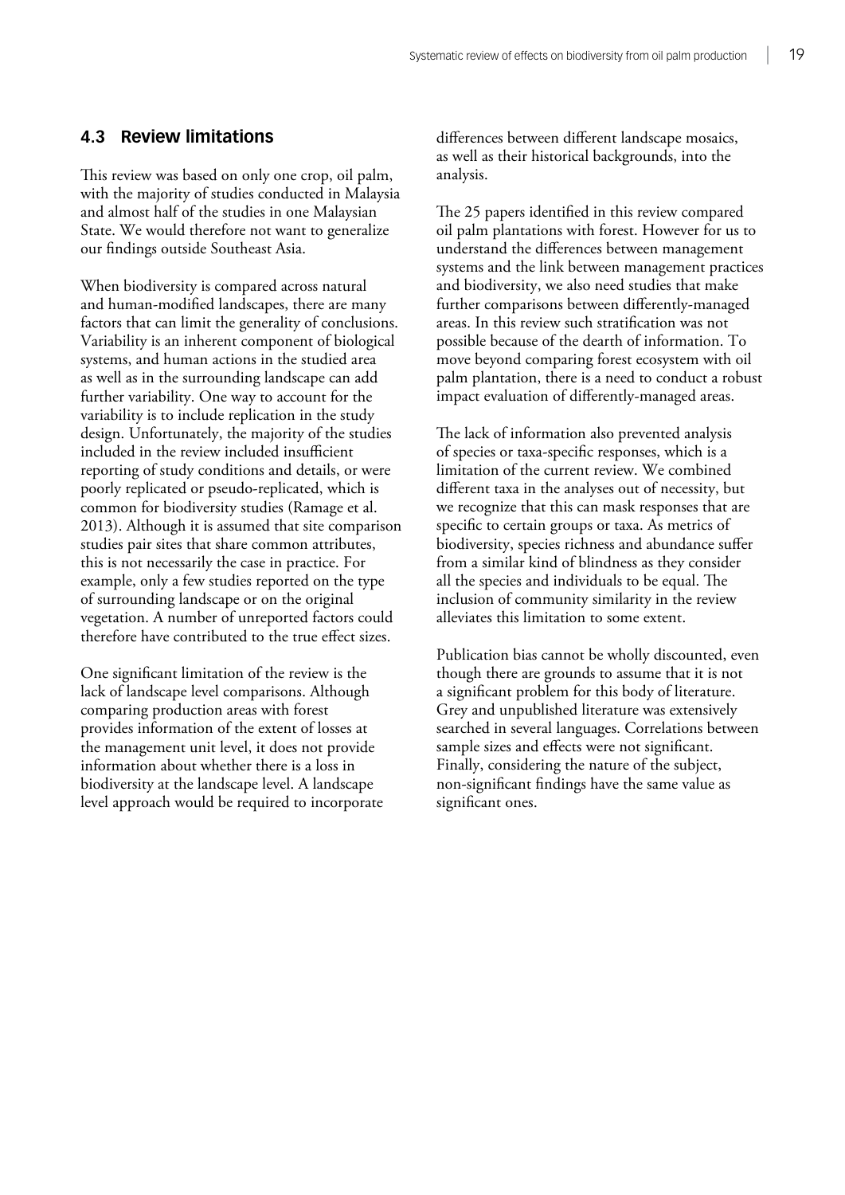## 4.3 Review limitations

This review was based on only one crop, oil palm, with the majority of studies conducted in Malaysia and almost half of the studies in one Malaysian State. We would therefore not want to generalize our findings outside Southeast Asia.

When biodiversity is compared across natural and human-modified landscapes, there are many factors that can limit the generality of conclusions. Variability is an inherent component of biological systems, and human actions in the studied area as well as in the surrounding landscape can add further variability. One way to account for the variability is to include replication in the study design. Unfortunately, the majority of the studies included in the review included insufficient reporting of study conditions and details, or were poorly replicated or pseudo-replicated, which is common for biodiversity studies (Ramage et al. 2013). Although it is assumed that site comparison studies pair sites that share common attributes, this is not necessarily the case in practice. For example, only a few studies reported on the type of surrounding landscape or on the original vegetation. A number of unreported factors could therefore have contributed to the true effect sizes.

One significant limitation of the review is the lack of landscape level comparisons. Although comparing production areas with forest provides information of the extent of losses at the management unit level, it does not provide information about whether there is a loss in biodiversity at the landscape level. A landscape level approach would be required to incorporate differences between different landscape mosaics, as well as their historical backgrounds, into the analysis.

The 25 papers identified in this review compared oil palm plantations with forest. However for us to understand the differences between management systems and the link between management practices and biodiversity, we also need studies that make further comparisons between differently-managed areas. In this review such stratification was not possible because of the dearth of information. To move beyond comparing forest ecosystem with oil palm plantation, there is a need to conduct a robust impact evaluation of differently-managed areas.

The lack of information also prevented analysis of species or taxa-specific responses, which is a limitation of the current review. We combined different taxa in the analyses out of necessity, but we recognize that this can mask responses that are specific to certain groups or taxa. As metrics of biodiversity, species richness and abundance suffer from a similar kind of blindness as they consider all the species and individuals to be equal. The inclusion of community similarity in the review alleviates this limitation to some extent.

Publication bias cannot be wholly discounted, even though there are grounds to assume that it is not a significant problem for this body of literature. Grey and unpublished literature was extensively searched in several languages. Correlations between sample sizes and effects were not significant. Finally, considering the nature of the subject, non-significant findings have the same value as significant ones.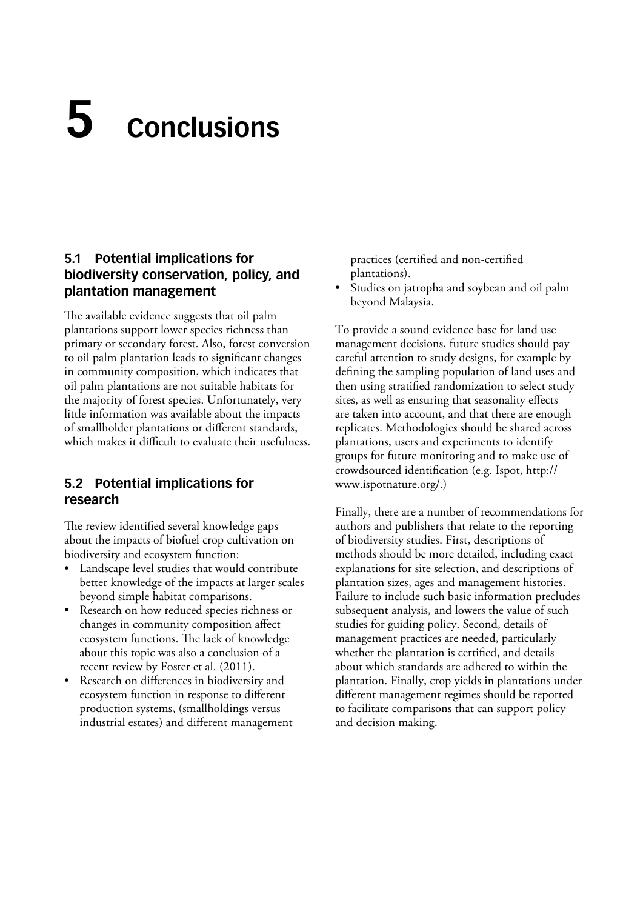# 5 Conclusions

## 5.1 Potential implications for biodiversity conservation, policy, and plantation management

The available evidence suggests that oil palm plantations support lower species richness than primary or secondary forest. Also, forest conversion to oil palm plantation leads to significant changes in community composition, which indicates that oil palm plantations are not suitable habitats for the majority of forest species. Unfortunately, very little information was available about the impacts of smallholder plantations or different standards, which makes it difficult to evaluate their usefulness.

## 5.2 Potential implications for research

The review identified several knowledge gaps about the impacts of biofuel crop cultivation on biodiversity and ecosystem function:

- Landscape level studies that would contribute better knowledge of the impacts at larger scales beyond simple habitat comparisons.
- Research on how reduced species richness or changes in community composition affect ecosystem functions. The lack of knowledge about this topic was also a conclusion of a recent review by Foster et al. (2011).
- Research on differences in biodiversity and ecosystem function in response to different production systems, (smallholdings versus industrial estates) and different management practices (certified and non-certified plantations).
- Studies on jatropha and soybean and oil palm beyond Malaysia.

To provide a sound evidence base for land use management decisions, future studies should pay careful attention to study designs, for example by defining the sampling population of land uses and then using stratified randomization to select study sites, as well as ensuring that seasonality effects are taken into account, and that there are enough replicates. Methodologies should be shared across plantations, users and experiments to identify groups for future monitoring and to make use of crowdsourced identification (e.g. Ispot, http://www.ispotnature.org/.)

Finally, there are a number of recommendations for authors and publishers that relate to the reporting of biodiversity studies. First, descriptions of methods should be more detailed, including exact explanations for site selection, and descriptions of plantation sizes, ages and management histories. Failure to include such basic information precludes subsequent analysis, and lowers the value of such studies for guiding policy. Second, details of management practices are needed, particularly whether the plantation is certified, and details about which standards are adhered to within the plantation. Finally, crop yields in plantations under different management regimes should be reported to facilitate comparisons that can support policy and decision making.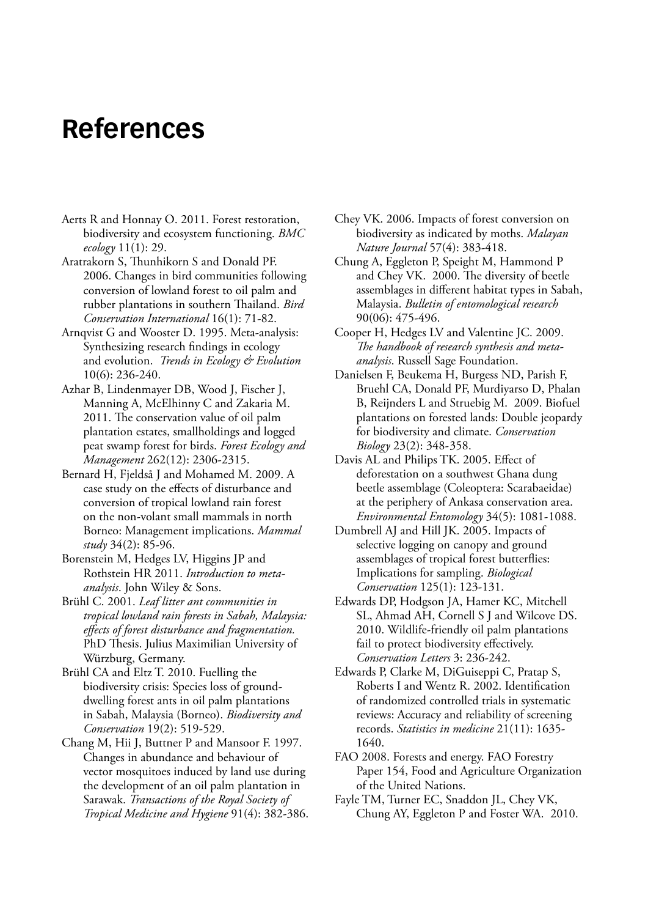# References

Aerts R and Honnay O. 2011. Forest restoration, biodiversity and ecosystem functioning. *BMC ecology* 11(1): 29.

Aratrakorn S, Thunhikorn S and Donald PF. 2006. Changes in bird communities following conversion of lowland forest to oil palm and rubber plantations in southern Thailand. *Bird Conservation International* 16(1): 71-82.

Arnqvist G and Wooster D. 1995. Meta-analysis: Synthesizing research findings in ecology and evolution. *Trends in Ecology & Evolution* 10(6): 236-240.

Azhar B, Lindenmayer DB, Wood J, Fischer J, Manning A, McElhinny C and Zakaria M. 2011. The conservation value of oil palm plantation estates, smallholdings and logged peat swamp forest for birds. *Forest Ecology and Management* 262(12): 2306-2315.

Bernard H, Fjeldså J and Mohamed M. 2009. A case study on the effects of disturbance and conversion of tropical lowland rain forest on the non-volant small mammals in north Borneo: Management implications. *Mammal study* 34(2): 85-96.

Borenstein M, Hedges LV, Higgins JP and Rothstein HR 2011. *Introduction to meta-analysis*. John Wiley & Sons.

Brühl C. 2001. *Leaf litter ant communities in tropical lowland rain forests in Sabah, Malaysia: effects of forest disturbance and fragmentation.* PhD Thesis. Julius Maximilian University of Würzburg, Germany.

Brühl CA and Eltz T. 2010. Fuelling the biodiversity crisis: Species loss of ground-dwelling forest ants in oil palm plantations in Sabah, Malaysia (Borneo). *Biodiversity and Conservation* 19(2): 519-529.

Chang M, Hii J, Buttner P and Mansoor F. 1997. Changes in abundance and behaviour of vector mosquitoes induced by land use during the development of an oil palm plantation in Sarawak. *Transactions of the Royal Society of Tropical Medicine and Hygiene* 91(4): 382-386.

Chey VK. 2006. Impacts of forest conversion on biodiversity as indicated by moths. *Malayan Nature Journal* 57(4): 383-418.

Chung A, Eggleton P, Speight M, Hammond P and Chey VK. 2000. The diversity of beetle assemblages in different habitat types in Sabah, Malaysia. *Bulletin of entomological research* 90(06): 475-496.

Cooper H, Hedges LV and Valentine JC. 2009. *The handbook of research synthesis and meta-analysis*. Russell Sage Foundation.

Danielsen F, Beukema H, Burgess ND, Parish F, Bruehl CA, Donald PF, Murdiyarso D, Phalan B, Reijnders L and Struebig M. 2009. Biofuel plantations on forested lands: Double jeopardy for biodiversity and climate. *Conservation Biology* 23(2): 348-358.

Davis AL and Philips TK. 2005. Effect of deforestation on a southwest Ghana dung beetle assemblage (Coleoptera: Scarabaeidae) at the periphery of Ankasa conservation area. *Environmental Entomology* 34(5): 1081-1088.

Dumbrell AJ and Hill JK. 2005. Impacts of selective logging on canopy and ground assemblages of tropical forest butterflies: Implications for sampling. *Biological Conservation* 125(1): 123-131.

Edwards DP, Hodgson JA, Hamer KC, Mitchell SL, Ahmad AH, Cornell S J and Wilcove DS. 2010. Wildlife-friendly oil palm plantations fail to protect biodiversity effectively. *Conservation Letters* 3: 236-242.

Edwards P, Clarke M, DiGuiseppi C, Pratap S, Roberts I and Wentz R. 2002. Identification of randomized controlled trials in systematic reviews: Accuracy and reliability of screening records. *Statistics in medicine* 21(11): 1635-1640.

FAO 2008. Forests and energy. FAO Forestry Paper 154, Food and Agriculture Organization of the United Nations.

Fayle TM, Turner EC, Snaddon JL, Chey VK, Chung AY, Eggleton P and Foster WA. 2010.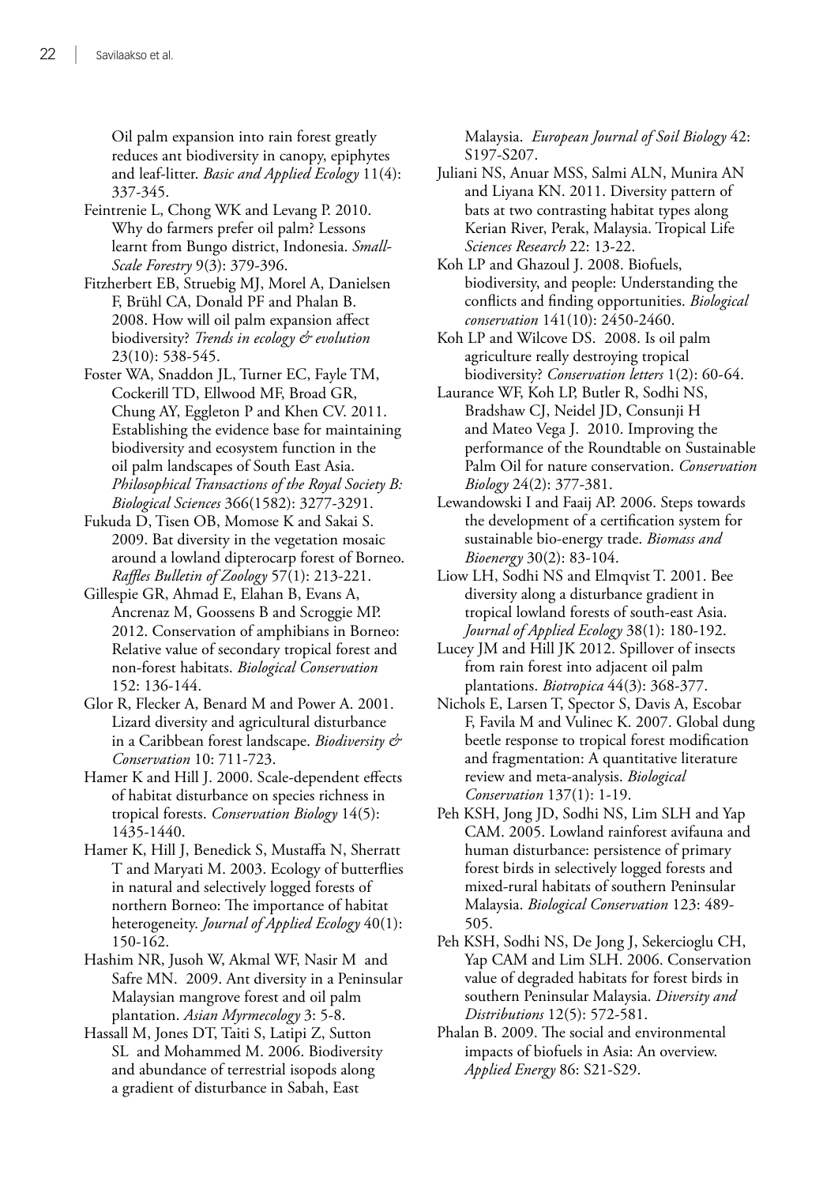Oil palm expansion into rain forest greatly reduces ant biodiversity in canopy, epiphytes and leaf-litter. *Basic and Applied Ecology* 11(4): 337-345.

Feintrenie L, Chong WK and Levang P. 2010. Why do farmers prefer oil palm? Lessons learnt from Bungo district, Indonesia. *Small-Scale Forestry* 9(3): 379-396.

Fitzherbert EB, Struebig MJ, Morel A, Danielsen F, Brühl CA, Donald PF and Phalan B. 2008. How will oil palm expansion affect biodiversity? *Trends in ecology & evolution* 23(10): 538-545.

Foster WA, Snaddon JL, Turner EC, Fayle TM, Cockerill TD, Ellwood MF, Broad GR, Chung AY, Eggleton P and Khen CV. 2011. Establishing the evidence base for maintaining biodiversity and ecosystem function in the oil palm landscapes of South East Asia. *Philosophical Transactions of the Royal Society B: Biological Sciences* 366(1582): 3277-3291.

Fukuda D, Tisen OB, Momose K and Sakai S. 2009. Bat diversity in the vegetation mosaic around a lowland dipterocarp forest of Borneo. *Raffles Bulletin of Zoology* 57(1): 213-221.

Gillespie GR, Ahmad E, Elahan B, Evans A, Ancrenaz M, Goossens B and Scroggie MP. 2012. Conservation of amphibians in Borneo: Relative value of secondary tropical forest and non-forest habitats. *Biological Conservation* 152: 136-144.

Glor R, Flecker A, Benard M and Power A. 2001. Lizard diversity and agricultural disturbance in a Caribbean forest landscape. *Biodiversity & Conservation* 10: 711-723.

Hamer K and Hill J. 2000. Scale-dependent effects of habitat disturbance on species richness in tropical forests. *Conservation Biology* 14(5): 1435-1440.

Hamer K, Hill J, Benedick S, Mustaffa N, Sherratt T and Maryati M. 2003. Ecology of butterflies in natural and selectively logged forests of northern Borneo: The importance of habitat heterogeneity. *Journal of Applied Ecology* 40(1): 150-162.

Hashim NR, Jusoh W, Akmal WF, Nasir M and Safre MN. 2009. Ant diversity in a Peninsular Malaysian mangrove forest and oil palm plantation. *Asian Myrmecology* 3: 5-8.

Hassall M, Jones DT, Taiti S, Latipi Z, Sutton SL and Mohammed M. 2006. Biodiversity and abundance of terrestrial isopods along a gradient of disturbance in Sabah, East Malaysia. *European Journal of Soil Biology* 42: S197-S207.

Juliani NS, Anuar MSS, Salmi ALN, Munira AN and Liyana KN. 2011. Diversity pattern of bats at two contrasting habitat types along Kerian River, Perak, Malaysia. Tropical Life *Sciences Research* 22: 13-22.

Koh LP and Ghazoul J. 2008. Biofuels, biodiversity, and people: Understanding the conflicts and finding opportunities. *Biological conservation* 141(10): 2450-2460.

Koh LP and Wilcove DS. 2008. Is oil palm agriculture really destroying tropical biodiversity? *Conservation letters* 1(2): 60-64.

Laurance WF, Koh LP, Butler R, Sodhi NS, Bradshaw CJ, Neidel JD, Consunji H and Mateo Vega J. 2010. Improving the performance of the Roundtable on Sustainable Palm Oil for nature conservation. *Conservation Biology* 24(2): 377-381.

Lewandowski I and Faaij AP. 2006. Steps towards the development of a certification system for sustainable bio-energy trade. *Biomass and Bioenergy* 30(2): 83-104.

Liow LH, Sodhi NS and Elmqvist T. 2001. Bee diversity along a disturbance gradient in tropical lowland forests of south-east Asia. *Journal of Applied Ecology* 38(1): 180-192.

Lucey JM and Hill JK 2012. Spillover of insects from rain forest into adjacent oil palm plantations. *Biotropica* 44(3): 368-377.

Nichols E, Larsen T, Spector S, Davis A, Escobar F, Favila M and Vulinec K. 2007. Global dung beetle response to tropical forest modification and fragmentation: A quantitative literature review and meta-analysis. *Biological Conservation* 137(1): 1-19.

Peh KSH, Jong JD, Sodhi NS, Lim SLH and Yap CAM. 2005. Lowland rainforest avifauna and human disturbance: persistence of primary forest birds in selectively logged forests and mixed-rural habitats of southern Peninsular Malaysia. *Biological Conservation* 123: 489-505.

Peh KSH, Sodhi NS, De Jong J, Sekercioglu CH, Yap CAM and Lim SLH. 2006. Conservation value of degraded habitats for forest birds in southern Peninsular Malaysia. *Diversity and Distributions* 12(5): 572-581.

Phalan B. 2009. The social and environmental impacts of biofuels in Asia: An overview. *Applied Energy* 86: S21-S29.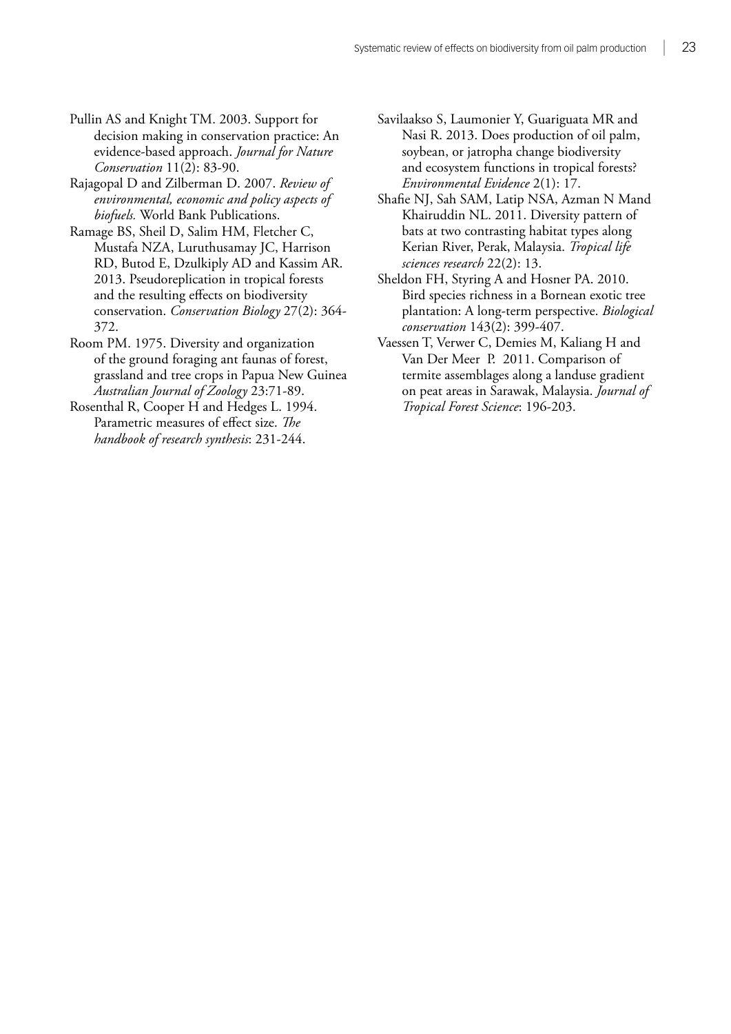Pullin AS and Knight TM. 2003. Support for decision making in conservation practice: An evidence-based approach. *Journal for Nature Conservation* 11(2): 83-90.

Rajagopal D and Zilberman D. 2007. *Review of environmental, economic and policy aspects of biofuels.* World Bank Publications.

Ramage BS, Sheil D, Salim HM, Fletcher C, Mustafa NZA, Luruthusamay JC, Harrison RD, Butod E, Dzulkiply AD and Kassim AR. 2013. Pseudoreplication in tropical forests and the resulting effects on biodiversity conservation. *Conservation Biology* 27(2): 364-372.

Room PM. 1975. Diversity and organization of the ground foraging ant faunas of forest, grassland and tree crops in Papua New Guinea *Australian Journal of Zoology* 23:71-89.

Rosenthal R, Cooper H and Hedges L. 1994. Parametric measures of effect size. *The handbook of research synthesis*: 231-244.

Savilaakso S, Laumonier Y, Guariguata MR and Nasi R. 2013. Does production of oil palm, soybean, or jatropha change biodiversity and ecosystem functions in tropical forests? *Environmental Evidence* 2(1): 17.

Shafie NJ, Sah SAM, Latip NSA, Azman N Mand Khairuddin NL. 2011. Diversity pattern of bats at two contrasting habitat types along Kerian River, Perak, Malaysia. *Tropical life sciences research* 22(2): 13.

Sheldon FH, Styring A and Hosner PA. 2010. Bird species richness in a Bornean exotic tree plantation: A long-term perspective. *Biological conservation* 143(2): 399-407.

Vaessen T, Verwer C, Demies M, Kaliang H and Van Der Meer P. 2011. Comparison of termite assemblages along a landuse gradient on peat areas in Sarawak, Malaysia. *Journal of Tropical Forest Science*: 196-203.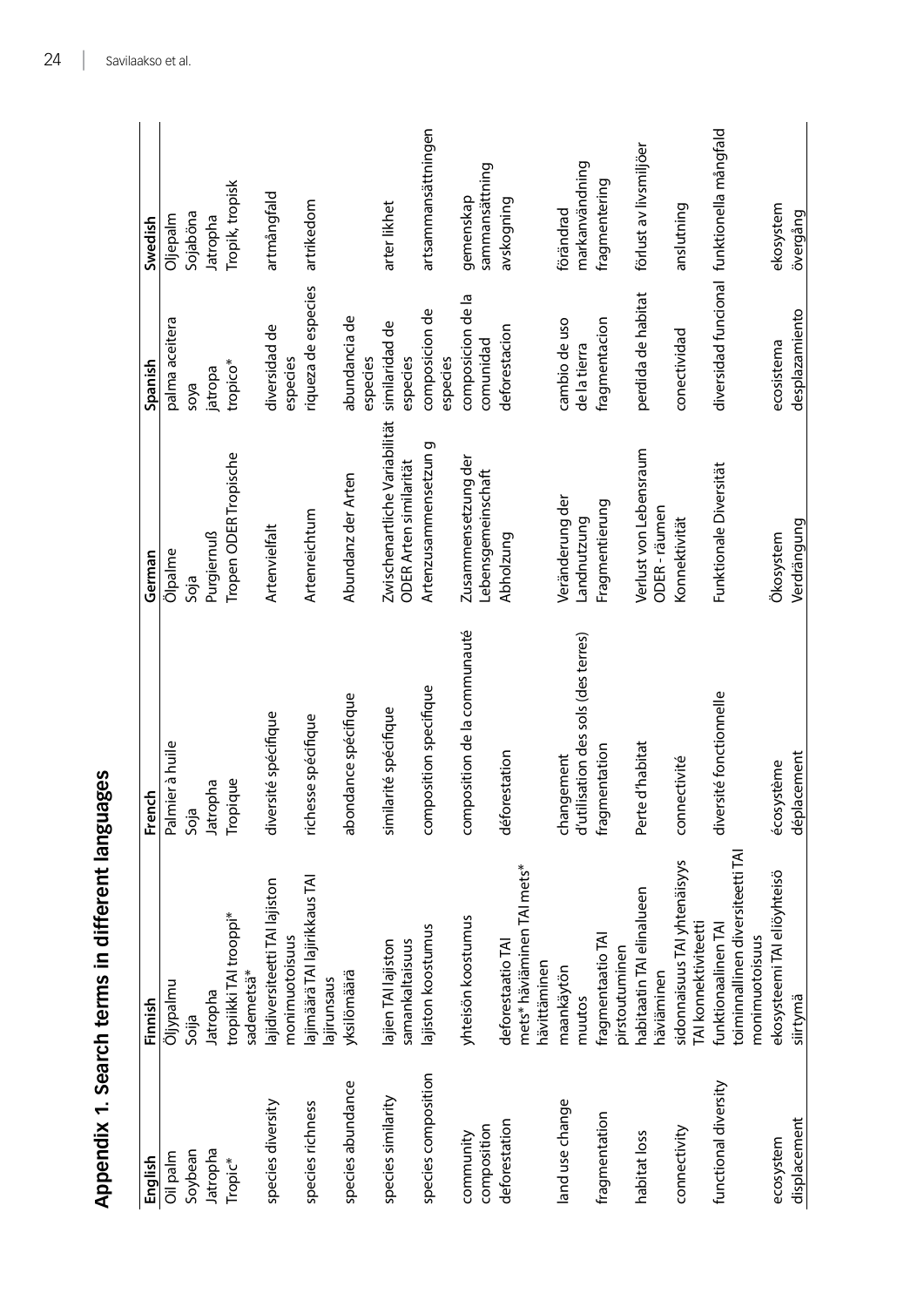## Appendix 1. Search terms in different languages

| English | Finnish | French | German | Spanish | Swedish |
|---|---|---|---|---|---|
| Oil palm | Öljypalmu | Palmier à huile | Ölpalme | palma aceitera | Oljepalm |
| Soybean | Soija | Soja | Soja | soya | Sojaböna |
| Jatropha | Jatropha | Jatropha | Purgiernuß | jatropa | Jatropha |
| Tropic* | tropiikki TAI trooppi* sademetsä* | Tropique | Tropen ODER Tropische | tropico* | Tropik, tropisk |
| species diversity | lajidiversiteetti TAI lajiston monimuotoisuus | diversité spécifique | Artenvielfalt | diversidad de especies | artmångfald |
| species richness | lajimäärä TAI lajirikkaus TAI lajirunsaus | richesse spécifique | Artenreichtum | riqueza de especies | artrikedom |
| species abundance | yksilömäärä | abondance spécifique | Abundanz der Arten | abundancia de especies | |
| species similarity | lajien TAI lajiston samankaltaisuus | similarité spécifique | Zwischenartliche Variabilität ODER Arten similarität | similaridad de especies | arter likhet |
| species composition | lajiston koostumus | composition specifique | Artenzusammensetzun g | composicion de especies | artsammansättningen |
| community composition | yhteisön koostumus | composition de la communauté | Zusammensetzung der Lebensgemeinschaft | composicion de la comunidad | gemenskap sammansättning |
| deforestation | deforestaatio TAI mets* häviäminen TAI mets* hävittäminen | déforestation | Abholzung | deforestacion | avskogning |
| land use change | maankäytön muutos | changement d'utilisation des sols (des terres) | Veränderung der Landnutzung | cambio de uso de la tierra | förändrad markanvändning |
| fragmentation | fragmentaatio TAI pirstoutuminen | fragmentation | Fragmentierung | fragmentacion | fragmentering |
| habitat loss | habitaatin TAI elinalueen häviäminen | Perte d'habitat | Verlust von Lebensraum ODER - räumen | perdida de habitat | förlust av livsmiljöer |
| connectivity | sidonnaisuus TAI yhtenäisyys TAI konnektiviteetti | connectivité | Konnektivität | conectividad | anslutning |
| functional diversity | funktionaalinen TAI toiminnallinen diversiteetti TAI monimuotoisuus | diversité fonctionnelle | Funktionale Diversität | diversidad funcional | funktionella mångfald |
| ecosystem | ekosysteemi TAI eliöyhteisö | écosystème | Ökosystem | ecosistema | ekosystem |
| displacement | siirtymä | déplacement | Verdrängung | desplazamiento | övergång |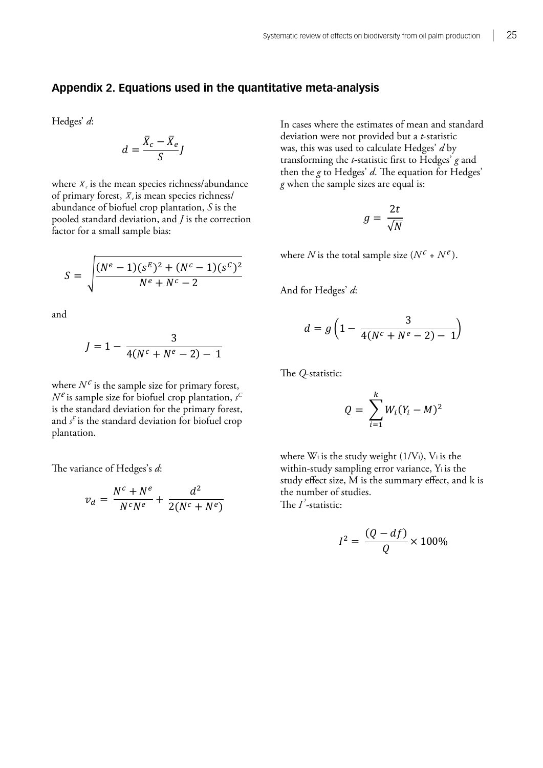## Appendix 2. Equations used in the quantitative meta-analysis

Hedges' *d*:

$$d = \frac{\bar{X}_c - \bar{X}_e}{S} J$$

where $\bar{X}_c$ is the mean species richness/abundance of primary forest, $\bar{X}_e$ is mean species richness/abundance of biofuel crop plantation, $S$ is the pooled standard deviation, and $J$ is the correction factor for a small sample bias:

$$S = \sqrt{\frac{(N^e - 1)(s^E)^2 + (N^c - 1)(s^C)^2}{N^e + N^c - 2}}$$

and

$$J = 1 - \frac{3}{4(N^c + N^e - 2) - 1}$$

where $N^c$ is the sample size for primary forest, $N^e$ is sample size for biofuel crop plantation, $s^C$ is the standard deviation for the primary forest, and $s^E$ is the standard deviation for biofuel crop plantation.

The variance of Hedges's *d*:

$$v_d = \frac{N^c + N^e}{N^c N^e} + \frac{d^2}{2(N^c + N^e)}$$

In cases where the estimates of mean and standard deviation were not provided but a *t*-statistic was, this was used to calculate Hedges' *d* by transforming the *t*-statistic first to Hedges' *g* and then the *g* to Hedges' *d*. The equation for Hedges' *g* when the sample sizes are equal is:

$$g = \frac{2t}{\sqrt{N}}$$

where $N$ is the total sample size ($N^c + N^e$).

And for Hedges' *d*:

$$d = g\left(1 - \frac{3}{4(N^c + N^e - 2) - 1}\right)$$

The *Q*-statistic:

$$Q = \sum_{i=1}^{k} W_i (Y_i - M)^2$$

where $W_i$ is the study weight ($1/V_i$), $V_i$ is the within-study sampling error variance, $Y_i$ is the study effect size, M is the summary effect, and k is the number of studies.

The $I^2$-statistic:

$$I^2 = \frac{(Q - df)}{Q} \times 100\%$$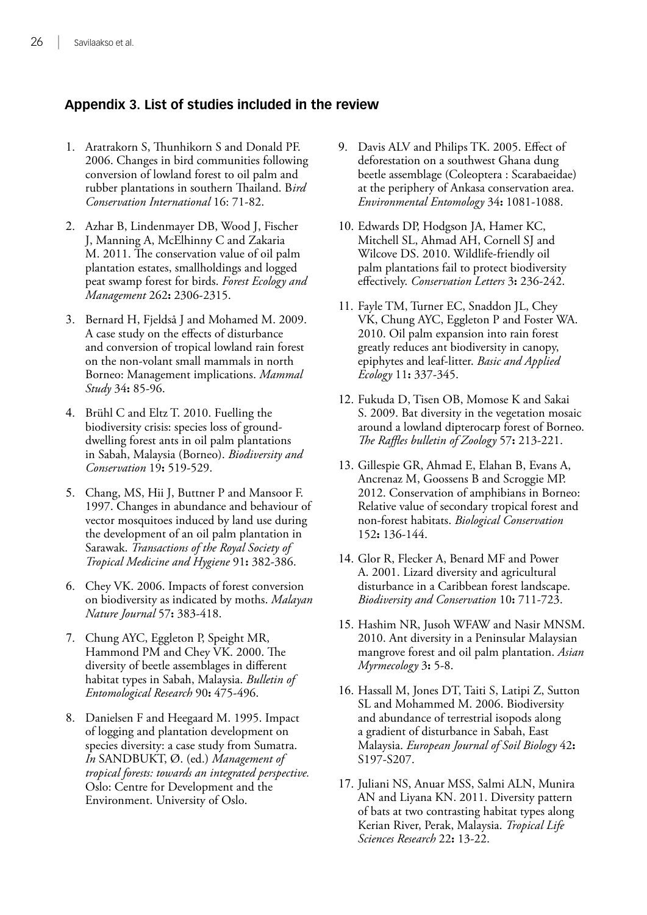## Appendix 3. List of studies included in the review

1. Aratrakorn S, Thunhikorn S and Donald PF. 2006. Changes in bird communities following conversion of lowland forest to oil palm and rubber plantations in southern Thailand. B*ird Conservation International* 16: 71-82.
2. Azhar B, Lindenmayer DB, Wood J, Fischer J, Manning A, McElhinny C and Zakaria M. 2011. The conservation value of oil palm plantation estates, smallholdings and logged peat swamp forest for birds. *Forest Ecology and Management* 262**:** 2306-2315.
3. Bernard H, Fjeldså J and Mohamed M. 2009. A case study on the effects of disturbance and conversion of tropical lowland rain forest on the non-volant small mammals in north Borneo: Management implications. *Mammal Study* 34**:** 85-96.
4. Brühl C and Eltz T. 2010. Fuelling the biodiversity crisis: species loss of ground-dwelling forest ants in oil palm plantations in Sabah, Malaysia (Borneo). *Biodiversity and Conservation* 19**:** 519-529.
5. Chang, MS, Hii J, Buttner P and Mansoor F. 1997. Changes in abundance and behaviour of vector mosquitoes induced by land use during the development of an oil palm plantation in Sarawak. *Transactions of the Royal Society of Tropical Medicine and Hygiene* 91**:** 382-386.
6. Chey VK. 2006. Impacts of forest conversion on biodiversity as indicated by moths. *Malayan Nature Journal* 57**:** 383-418.
7. Chung AYC, Eggleton P, Speight MR, Hammond PM and Chey VK. 2000. The diversity of beetle assemblages in different habitat types in Sabah, Malaysia. *Bulletin of Entomological Research* 90**:** 475-496.
8. Danielsen F and Heegaard M. 1995. Impact of logging and plantation development on species diversity: a case study from Sumatra. *In* SANDBUKT, Ø. (ed.) *Management of tropical forests: towards an integrated perspective.* Oslo: Centre for Development and the Environment. University of Oslo.
9. Davis ALV and Philips TK. 2005. Effect of deforestation on a southwest Ghana dung beetle assemblage (Coleoptera : Scarabaeidae) at the periphery of Ankasa conservation area. *Environmental Entomology* 34**:** 1081-1088.
10. Edwards DP, Hodgson JA, Hamer KC, Mitchell SL, Ahmad AH, Cornell SJ and Wilcove DS. 2010. Wildlife-friendly oil palm plantations fail to protect biodiversity effectively. *Conservation Letters* 3**:** 236-242.
11. Fayle TM, Turner EC, Snaddon JL, Chey VK, Chung AYC, Eggleton P and Foster WA. 2010. Oil palm expansion into rain forest greatly reduces ant biodiversity in canopy, epiphytes and leaf-litter. *Basic and Applied Ecology* 11**:** 337-345.
12. Fukuda D, Tisen OB, Momose K and Sakai S. 2009. Bat diversity in the vegetation mosaic around a lowland dipterocarp forest of Borneo. *The Raffles bulletin of Zoology* 57**:** 213-221.
13. Gillespie GR, Ahmad E, Elahan B, Evans A, Ancrenaz M, Goossens B and Scroggie MP. 2012. Conservation of amphibians in Borneo: Relative value of secondary tropical forest and non-forest habitats. *Biological Conservation* 152**:** 136-144.
14. Glor R, Flecker A, Benard MF and Power A. 2001. Lizard diversity and agricultural disturbance in a Caribbean forest landscape. *Biodiversity and Conservation* 10**:** 711-723.
15. Hashim NR, Jusoh WFAW and Nasir MNSM. 2010. Ant diversity in a Peninsular Malaysian mangrove forest and oil palm plantation. *Asian Myrmecology* 3**:** 5-8.
16. Hassall M, Jones DT, Taiti S, Latipi Z, Sutton SL and Mohammed M. 2006. Biodiversity and abundance of terrestrial isopods along a gradient of disturbance in Sabah, East Malaysia. *European Journal of Soil Biology* 42**:** S197-S207.
17. Juliani NS, Anuar MSS, Salmi ALN, Munira AN and Liyana KN. 2011. Diversity pattern of bats at two contrasting habitat types along Kerian River, Perak, Malaysia. *Tropical Life Sciences Research* 22**:** 13-22.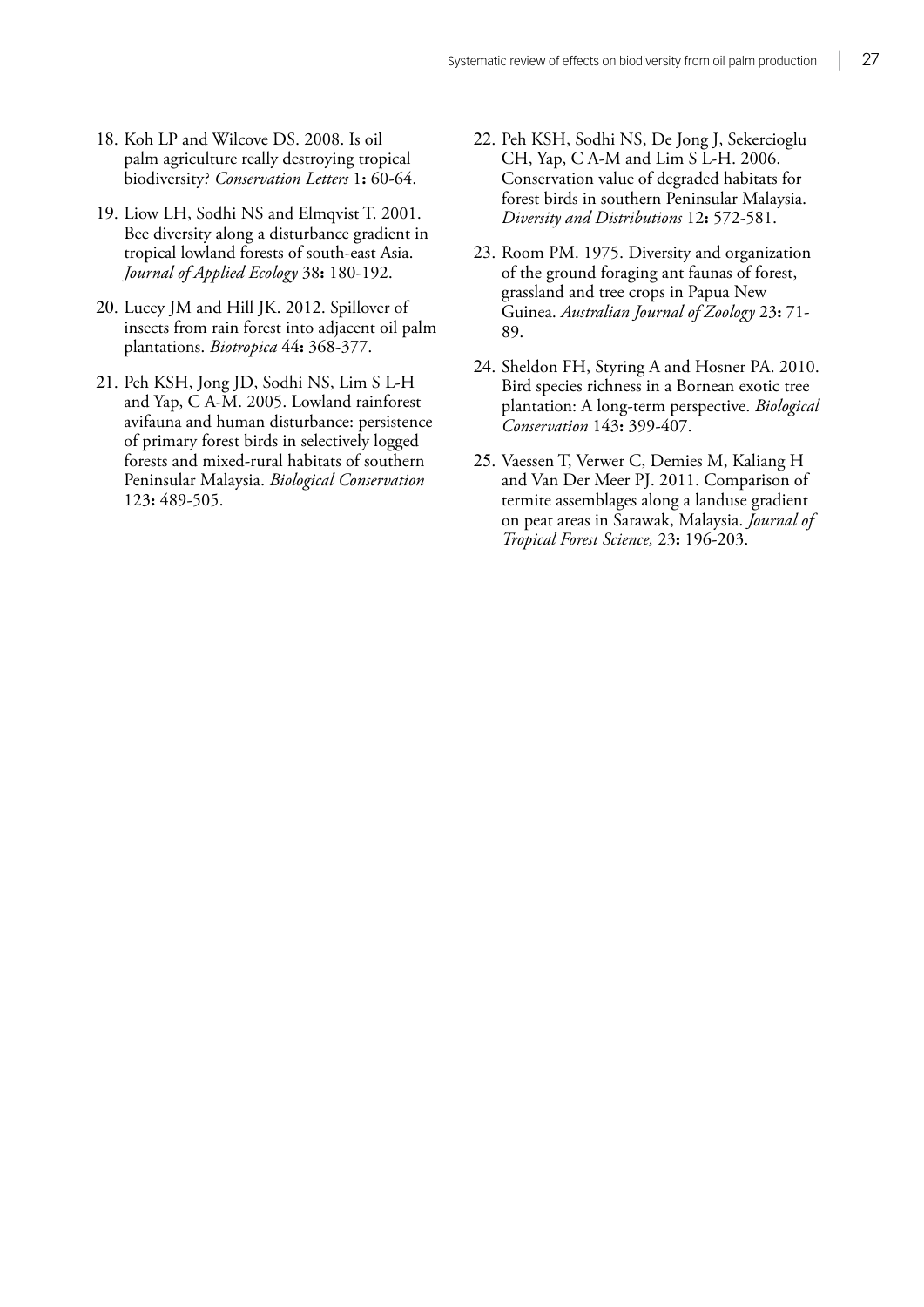18. Koh LP and Wilcove DS. 2008. Is oil palm agriculture really destroying tropical biodiversity? *Conservation Letters* 1**:** 60-64.

19. Liow LH, Sodhi NS and Elmqvist T. 2001. Bee diversity along a disturbance gradient in tropical lowland forests of south-east Asia. *Journal of Applied Ecology* 38**:** 180-192.

20. Lucey JM and Hill JK. 2012. Spillover of insects from rain forest into adjacent oil palm plantations. *Biotropica* 44**:** 368-377.

21. Peh KSH, Jong JD, Sodhi NS, Lim S L-H and Yap, C A-M. 2005. Lowland rainforest avifauna and human disturbance: persistence of primary forest birds in selectively logged forests and mixed-rural habitats of southern Peninsular Malaysia. *Biological Conservation* 123**:** 489-505.

22. Peh KSH, Sodhi NS, De Jong J, Sekercioglu CH, Yap, C A-M and Lim S L-H. 2006. Conservation value of degraded habitats for forest birds in southern Peninsular Malaysia. *Diversity and Distributions* 12**:** 572-581.

23. Room PM. 1975. Diversity and organization of the ground foraging ant faunas of forest, grassland and tree crops in Papua New Guinea. *Australian Journal of Zoology* 23**:** 71-89.

24. Sheldon FH, Styring A and Hosner PA. 2010. Bird species richness in a Bornean exotic tree plantation: A long-term perspective. *Biological Conservation* 143**:** 399-407.

25. Vaessen T, Verwer C, Demies M, Kaliang H and Van Der Meer PJ. 2011. Comparison of termite assemblages along a landuse gradient on peat areas in Sarawak, Malaysia. *Journal of Tropical Forest Science,* 23**:** 196-203.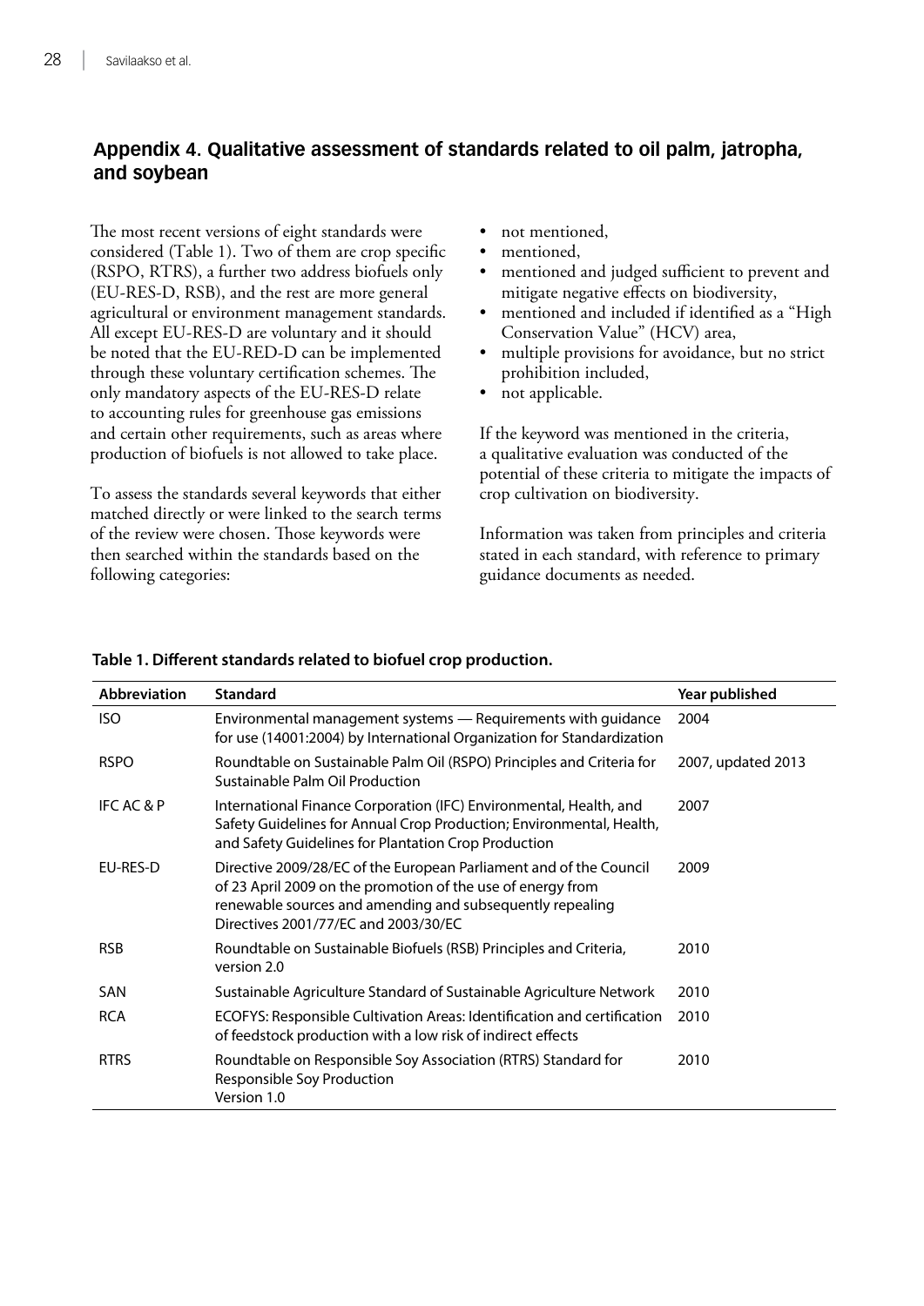## Appendix 4. Qualitative assessment of standards related to oil palm, jatropha, and soybean

The most recent versions of eight standards were considered (Table 1). Two of them are crop specific (RSPO, RTRS), a further two address biofuels only (EU-RES-D, RSB), and the rest are more general agricultural or environment management standards. All except EU-RES-D are voluntary and it should be noted that the EU-RED-D can be implemented through these voluntary certification schemes. The only mandatory aspects of the EU-RES-D relate to accounting rules for greenhouse gas emissions and certain other requirements, such as areas where production of biofuels is not allowed to take place.

To assess the standards several keywords that either matched directly or were linked to the search terms of the review were chosen. Those keywords were then searched within the standards based on the following categories:

- not mentioned,
- mentioned,
- mentioned and judged sufficient to prevent and mitigate negative effects on biodiversity,
- mentioned and included if identified as a "High Conservation Value" (HCV) area,
- multiple provisions for avoidance, but no strict prohibition included,
- not applicable.

If the keyword was mentioned in the criteria, a qualitative evaluation was conducted of the potential of these criteria to mitigate the impacts of crop cultivation on biodiversity.

Information was taken from principles and criteria stated in each standard, with reference to primary guidance documents as needed.

**Table 1. Different standards related to biofuel crop production.**

| Abbreviation | Standard | Year published |
|---|---|---|
| ISO | Environmental management systems — Requirements with guidance for use (14001:2004) by International Organization for Standardization | 2004 |
| RSPO | Roundtable on Sustainable Palm Oil (RSPO) Principles and Criteria for Sustainable Palm Oil Production | 2007, updated 2013 |
| IFC AC & P | International Finance Corporation (IFC) Environmental, Health, and Safety Guidelines for Annual Crop Production; Environmental, Health, and Safety Guidelines for Plantation Crop Production | 2007 |
| EU-RES-D | Directive 2009/28/EC of the European Parliament and of the Council of 23 April 2009 on the promotion of the use of energy from renewable sources and amending and subsequently repealing Directives 2001/77/EC and 2003/30/EC | 2009 |
| RSB | Roundtable on Sustainable Biofuels (RSB) Principles and Criteria, version 2.0 | 2010 |
| SAN | Sustainable Agriculture Standard of Sustainable Agriculture Network | 2010 |
| RCA | ECOFYS: Responsible Cultivation Areas: Identification and certification of feedstock production with a low risk of indirect effects | 2010 |
| RTRS | Roundtable on Responsible Soy Association (RTRS) Standard for Responsible Soy Production Version 1.0 | 2010 |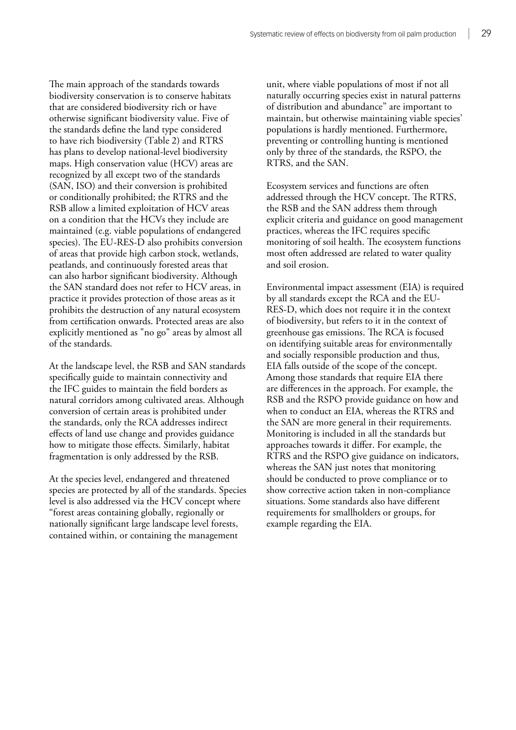The main approach of the standards towards biodiversity conservation is to conserve habitats that are considered biodiversity rich or have otherwise significant biodiversity value. Five of the standards define the land type considered to have rich biodiversity (Table 2) and RTRS has plans to develop national-level biodiversity maps. High conservation value (HCV) areas are recognized by all except two of the standards (SAN, ISO) and their conversion is prohibited or conditionally prohibited; the RTRS and the RSB allow a limited exploitation of HCV areas on a condition that the HCVs they include are maintained (e.g. viable populations of endangered species). The EU-RES-D also prohibits conversion of areas that provide high carbon stock, wetlands, peatlands, and continuously forested areas that can also harbor significant biodiversity. Although the SAN standard does not refer to HCV areas, in practice it provides protection of those areas as it prohibits the destruction of any natural ecosystem from certification onwards. Protected areas are also explicitly mentioned as "no go" areas by almost all of the standards.

At the landscape level, the RSB and SAN standards specifically guide to maintain connectivity and the IFC guides to maintain the field borders as natural corridors among cultivated areas. Although conversion of certain areas is prohibited under the standards, only the RCA addresses indirect effects of land use change and provides guidance how to mitigate those effects. Similarly, habitat fragmentation is only addressed by the RSB.

At the species level, endangered and threatened species are protected by all of the standards. Species level is also addressed via the HCV concept where "forest areas containing globally, regionally or nationally significant large landscape level forests, contained within, or containing the management unit, where viable populations of most if not all naturally occurring species exist in natural patterns of distribution and abundance" are important to maintain, but otherwise maintaining viable species' populations is hardly mentioned. Furthermore, preventing or controlling hunting is mentioned only by three of the standards, the RSPO, the RTRS, and the SAN.

Ecosystem services and functions are often addressed through the HCV concept. The RTRS, the RSB and the SAN address them through explicit criteria and guidance on good management practices, whereas the IFC requires specific monitoring of soil health. The ecosystem functions most often addressed are related to water quality and soil erosion.

Environmental impact assessment (EIA) is required by all standards except the RCA and the EU-RES-D, which does not require it in the context of biodiversity, but refers to it in the context of greenhouse gas emissions. The RCA is focused on identifying suitable areas for environmentally and socially responsible production and thus, EIA falls outside of the scope of the concept. Among those standards that require EIA there are differences in the approach. For example, the RSB and the RSPO provide guidance on how and when to conduct an EIA, whereas the RTRS and the SAN are more general in their requirements. Monitoring is included in all the standards but approaches towards it differ. For example, the RTRS and the RSPO give guidance on indicators, whereas the SAN just notes that monitoring should be conducted to prove compliance or to show corrective action taken in non-compliance situations. Some standards also have different requirements for smallholders or groups, for example regarding the EIA.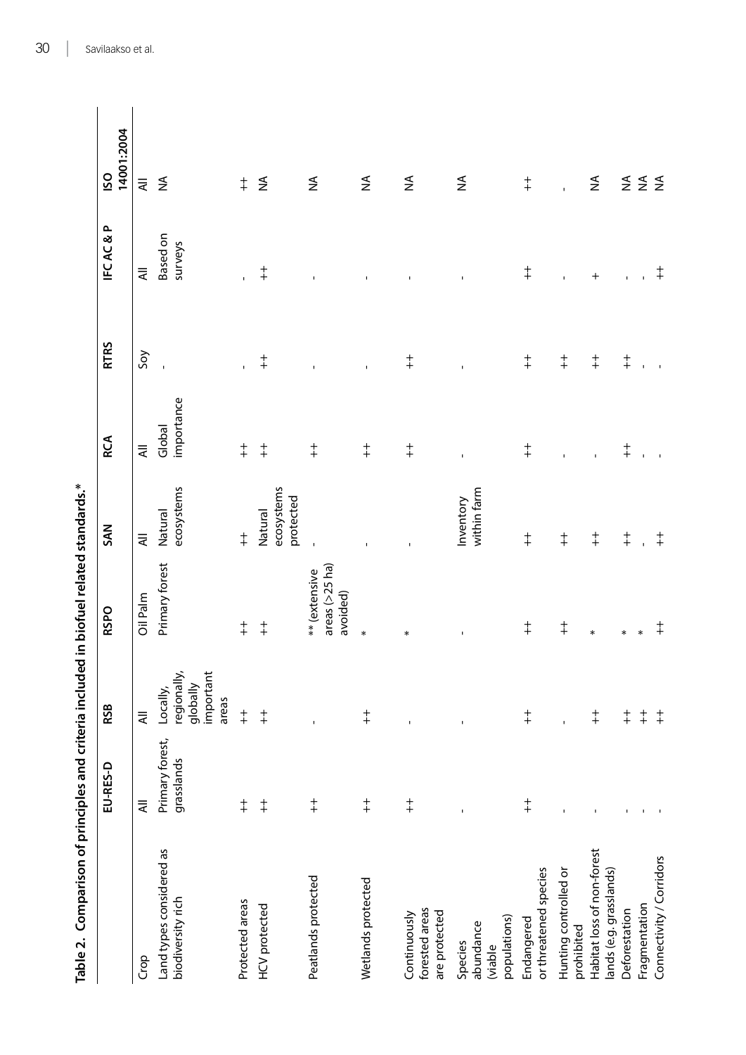**Table 2. Comparison of principles and criteria included in biofuel related standards.***

| | EU-RES-D | RSB | RSPO | SAN | RCA | RTRS | IFC AC & P | ISO 14001:2004 |
|---|---|---|---|---|---|---|---|---|
| Crop | All | All | Oil Palm | All | All | Soy | All | All |
| Land types considered as biodiversity rich | Primary forest, grasslands | Locally, regionally, globally important areas | Primary forest | Natural ecosystems | Global importance | - | Based on surveys | NA |
| Protected areas | ++ | ++ | ++ | ++ | ++ | - | - | ++ |
| HCV protected | ++ | ++ | ++ | Natural ecosystems protected | ++ | ++ | ++ | NA |
| Peatlands protected | ++ | - | ** (extensive areas (>25 ha) avoided) | - | ++ | - | - | NA |
| Wetlands protected | ++ | ++ | * | - | ++ | - | - | NA |
| Continuously forested areas are protected | ++ | - | * | - | ++ | ++ | - | NA |
| Species abundance (viable populations) | - | - | - | Inventory within farm | - | - | - | NA |
| Endangered or threatened species | ++ | ++ | ++ | ++ | ++ | ++ | ++ | ++ |
| Hunting controlled or prohibited | - | - | ++ | ++ | - | ++ | - | - |
| Habitat loss of non-forest lands (e.g. grasslands) | - | ++ | * | ++ | - | ++ | + | NA |
| Deforestation | - | ++ | * | ++ | ++ | ++ | - | NA |
| Fragmentation | - | ++ | * | - | - | - | - | NA |
| Connectivity / Corridors | - | ++ | ++ | ++ | - | - | ++ | NA |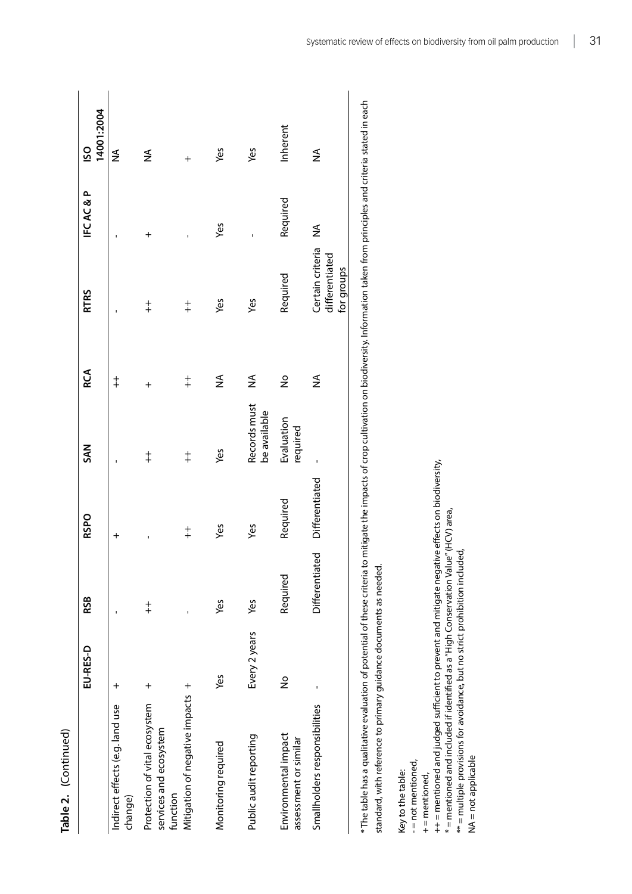**Table 2.** (Continued)

| | EU-RES-D | RSB | RSPO | SAN | RCA | RTRS | IFC AC & P | ISO 14001:2004 |
|---|---|---|---|---|---|---|---|---|
| Indirect effects (e.g. land use change) | + | - | + | - | ++ | - | - | NA |
| Protection of vital ecosystem services and ecosystem function | + | ++ | - | ++ | + | ++ | + | NA |
| Mitigation of negative impacts | + | - | ++ | ++ | ++ | ++ | - | + |
| Monitoring required | Yes | Yes | Yes | Yes | NA | Yes | Yes | Yes |
| Public audit reporting | Every 2 years | Yes | Yes | Records must be available | NA | Yes | - | Yes |
| Environmental impact assessment or similar | No | Required | Required | Evaluation required | No | Required | Required | Inherent |
| Smallholders responsibilities | - | Differentiated | Differentiated | - | NA | Certain criteria differentiated for groups | NA | NA |

* The table has a qualitative evaluation of potential of these criteria to mitigate the impacts of crop cultivation on biodiversity. Information taken from principles and criteria stated in each standard, with reference to primary guidance documents as needed.

Key to the table:
- = not mentioned,
+ = mentioned,
++ = mentioned and judged sufficient to prevent and mitigate negative effects on biodiversity,
* = mentioned and included if identified as a "High Conservation Value" (HCV) area,
** = multiple provisions for avoidance, but no strict prohibition included,
NA = not applicable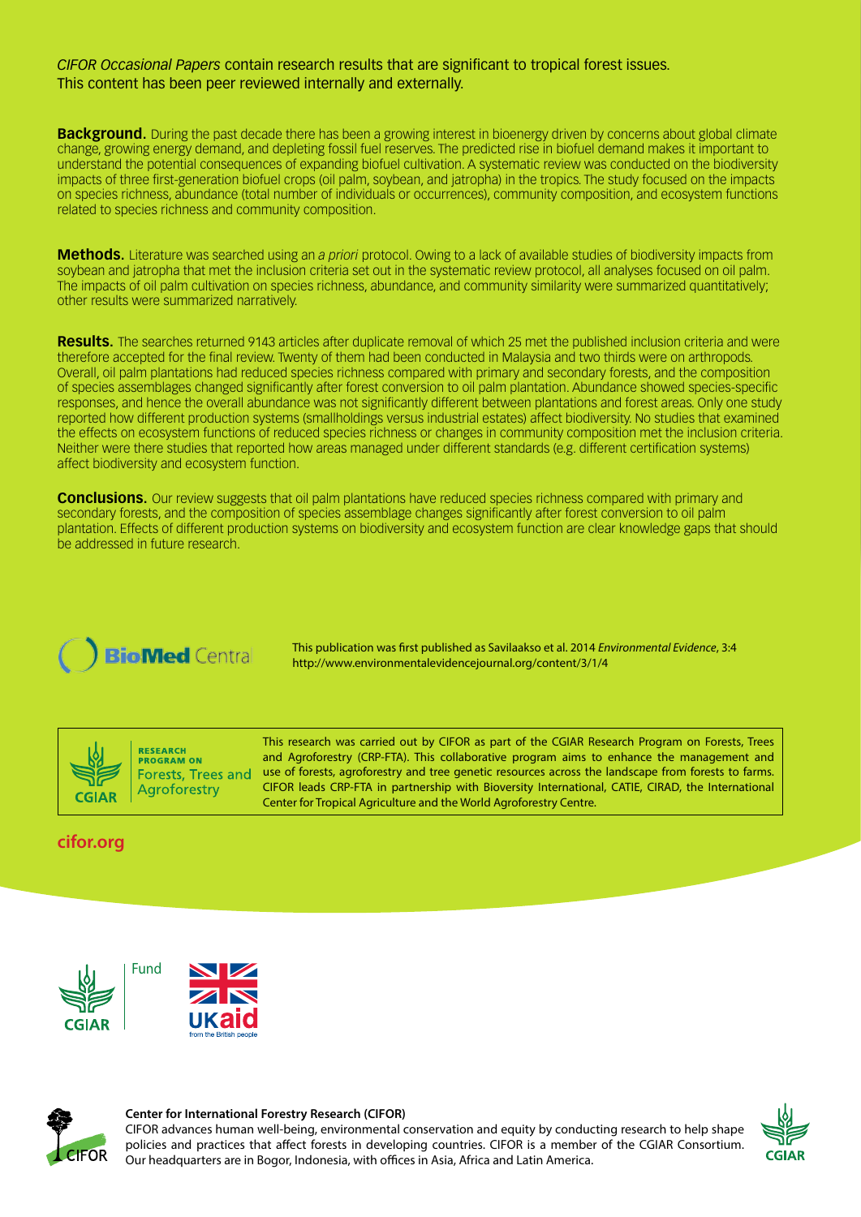*CIFOR Occasional Papers* contain research results that are significant to tropical forest issues. This content has been peer reviewed internally and externally.

**Background.** During the past decade there has been a growing interest in bioenergy driven by concerns about global climate change, growing energy demand, and depleting fossil fuel reserves. The predicted rise in biofuel demand makes it important to understand the potential consequences of expanding biofuel cultivation. A systematic review was conducted on the biodiversity impacts of three first-generation biofuel crops (oil palm, soybean, and jatropha) in the tropics. The study focused on the impacts on species richness, abundance (total number of individuals or occurrences), community composition, and ecosystem functions related to species richness and community composition.

**Methods.** Literature was searched using an *a priori* protocol. Owing to a lack of available studies of biodiversity impacts from soybean and jatropha that met the inclusion criteria set out in the systematic review protocol, all analyses focused on oil palm. The impacts of oil palm cultivation on species richness, abundance, and community similarity were summarized quantitatively; other results were summarized narratively.

**Results.** The searches returned 9143 articles after duplicate removal of which 25 met the published inclusion criteria and were therefore accepted for the final review. Twenty of them had been conducted in Malaysia and two thirds were on arthropods. Overall, oil palm plantations had reduced species richness compared with primary and secondary forests, and the composition of species assemblages changed significantly after forest conversion to oil palm plantation. Abundance showed species-specific responses, and hence the overall abundance was not significantly different between plantations and forest areas. Only one study reported how different production systems (smallholdings versus industrial estates) affect biodiversity. No studies that examined the effects on ecosystem functions of reduced species richness or changes in community composition met the inclusion criteria. Neither were there studies that reported how areas managed under different standards (e.g. different certification systems) affect biodiversity and ecosystem function.

**Conclusions.** Our review suggests that oil palm plantations have reduced species richness compared with primary and secondary forests, and the composition of species assemblage changes significantly after forest conversion to oil palm plantation. Effects of different production systems on biodiversity and ecosystem function are clear knowledge gaps that should be addressed in future research.

BioMed Central

This publication was first published as Savilaakso et al. 2014 *Environmental Evidence*, 3:4
http://www.environmentalevidencejournal.org/content/3/1/4

RESEARCH PROGRAM ON Forests, Trees and Agroforestry

This research was carried out by CIFOR as part of the CGIAR Research Program on Forests, Trees and Agroforestry (CRP-FTA). This collaborative program aims to enhance the management and use of forests, agroforestry and tree genetic resources across the landscape from forests to farms. CIFOR leads CRP-FTA in partnership with Bioversity International, CATIE, CIRAD, the International Center for Tropical Agriculture and the World Agroforestry Centre.

**cifor.org**

CGIAR Fund

UKaid from the British people

**Center for International Forestry Research (CIFOR)**
CIFOR advances human well-being, environmental conservation and equity by conducting research to help shape policies and practices that affect forests in developing countries. CIFOR is a member of the CGIAR Consortium. Our headquarters are in Bogor, Indonesia, with offices in Asia, Africa and Latin America.